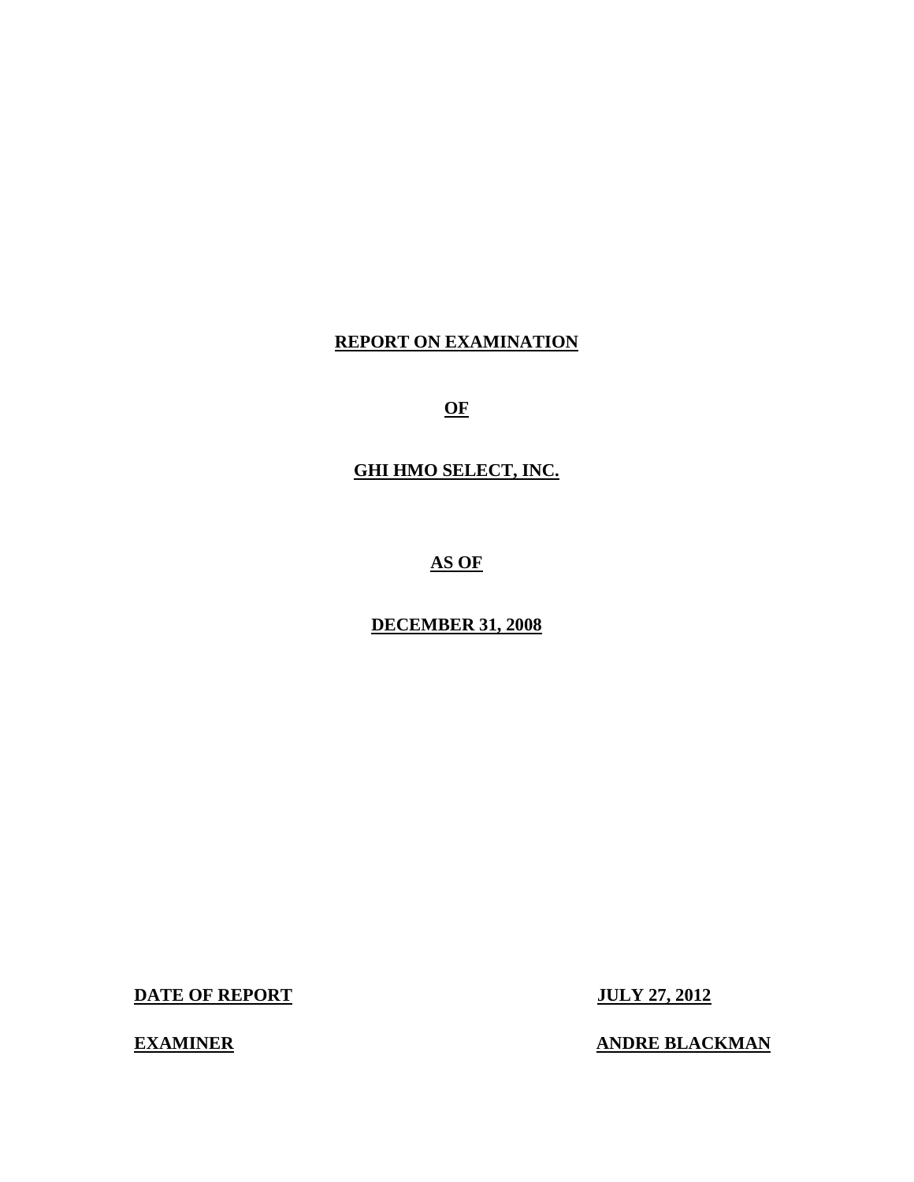# REPORT ON EXAMINATION

# OF

# GHI HMO SELECT, INC.

# AS OF

# DECEMBER 31, 2008

**DATE OF REPORT** **JULY 27, 2012**

**EXAMINER** **ANDRE BLACKMAN**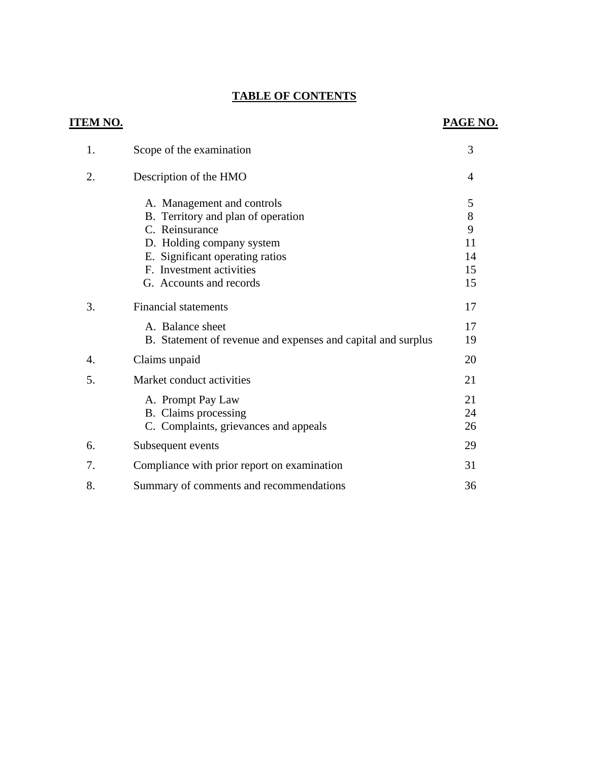# TABLE OF CONTENTS

| ITEM NO. | | PAGE NO. |
|---|---|---|
| 1. | Scope of the examination | 3 |
| 2. | Description of the HMO | 4 |
| | A. Management and controls | 5 |
| | B. Territory and plan of operation | 8 |
| | C. Reinsurance | 9 |
| | D. Holding company system | 11 |
| | E. Significant operating ratios | 14 |
| | F. Investment activities | 15 |
| | G. Accounts and records | 15 |
| 3. | Financial statements | 17 |
| | A. Balance sheet | 17 |
| | B. Statement of revenue and expenses and capital and surplus | 19 |
| 4. | Claims unpaid | 20 |
| 5. | Market conduct activities | 21 |
| | A. Prompt Pay Law | 21 |
| | B. Claims processing | 24 |
| | C. Complaints, grievances and appeals | 26 |
| 6. | Subsequent events | 29 |
| 7. | Compliance with prior report on examination | 31 |
| 8. | Summary of comments and recommendations | 36 |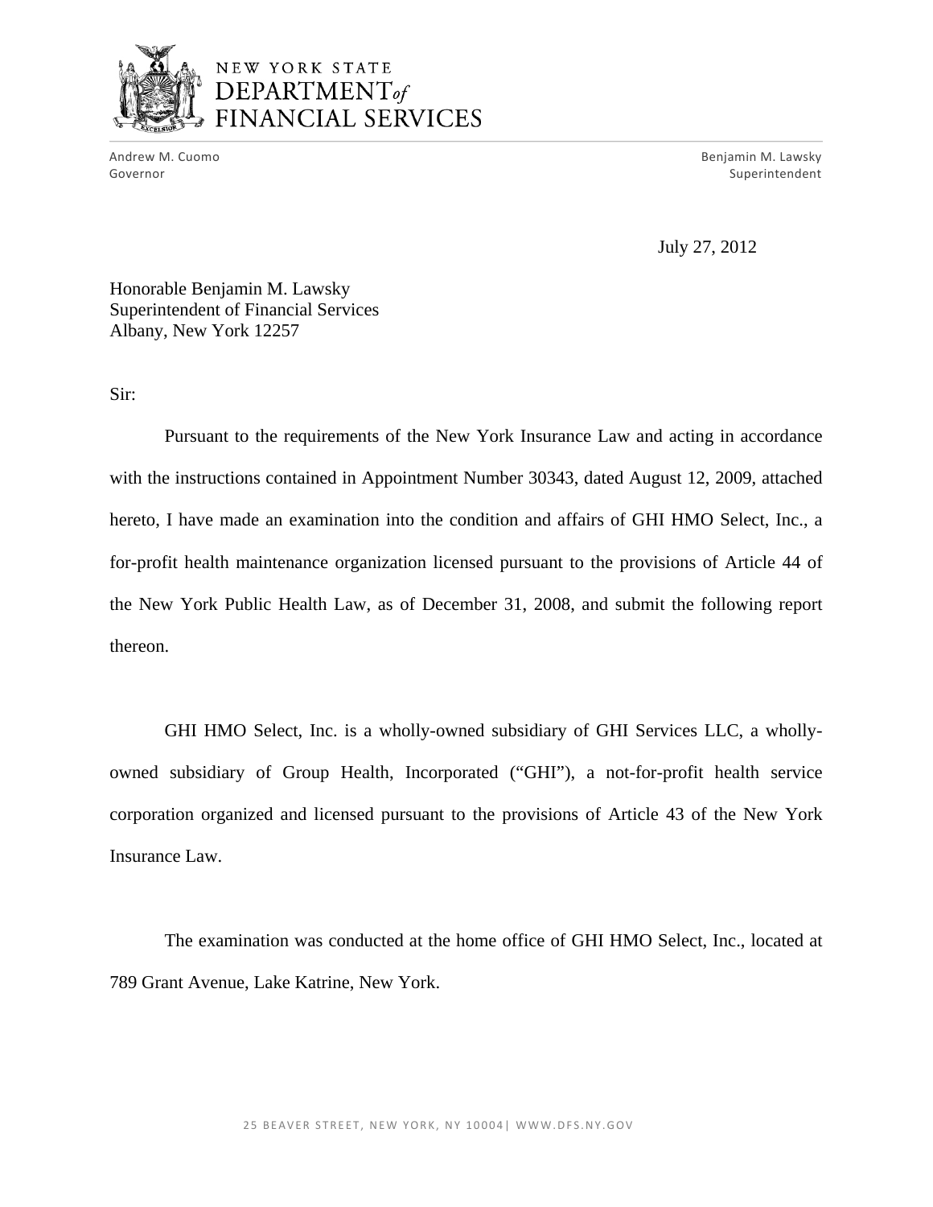NEW YORK STATE
DEPARTMENT *of*
FINANCIAL SERVICES

Andrew M. Cuomo
Governor

Benjamin M. Lawsky
Superintendent

July 27, 2012

Honorable Benjamin M. Lawsky
Superintendent of Financial Services
Albany, New York 12257

Sir:

Pursuant to the requirements of the New York Insurance Law and acting in accordance with the instructions contained in Appointment Number 30343, dated August 12, 2009, attached hereto, I have made an examination into the condition and affairs of GHI HMO Select, Inc., a for-profit health maintenance organization licensed pursuant to the provisions of Article 44 of the New York Public Health Law, as of December 31, 2008, and submit the following report thereon.

GHI HMO Select, Inc. is a wholly-owned subsidiary of GHI Services LLC, a wholly-owned subsidiary of Group Health, Incorporated ("GHI"), a not-for-profit health service corporation organized and licensed pursuant to the provisions of Article 43 of the New York Insurance Law.

The examination was conducted at the home office of GHI HMO Select, Inc., located at 789 Grant Avenue, Lake Katrine, New York.

25 BEAVER STREET, NEW YORK, NY 10004 | WWW.DFS.NY.GOV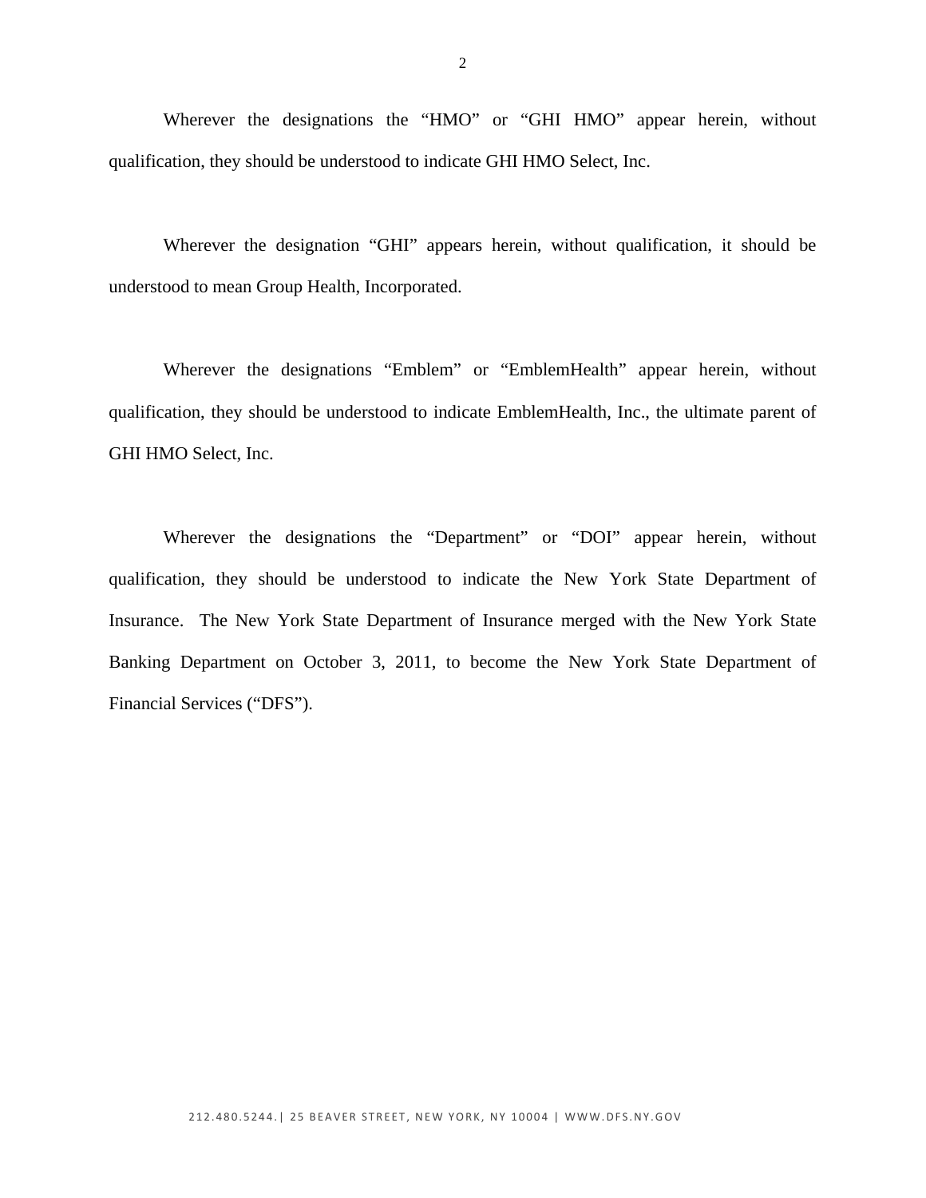Wherever the designations the "HMO" or "GHI HMO" appear herein, without qualification, they should be understood to indicate GHI HMO Select, Inc.

Wherever the designation "GHI" appears herein, without qualification, it should be understood to mean Group Health, Incorporated.

Wherever the designations "Emblem" or "EmblemHealth" appear herein, without qualification, they should be understood to indicate EmblemHealth, Inc., the ultimate parent of GHI HMO Select, Inc.

Wherever the designations the "Department" or "DOI" appear herein, without qualification, they should be understood to indicate the New York State Department of Insurance. The New York State Department of Insurance merged with the New York State Banking Department on October 3, 2011, to become the New York State Department of Financial Services ("DFS").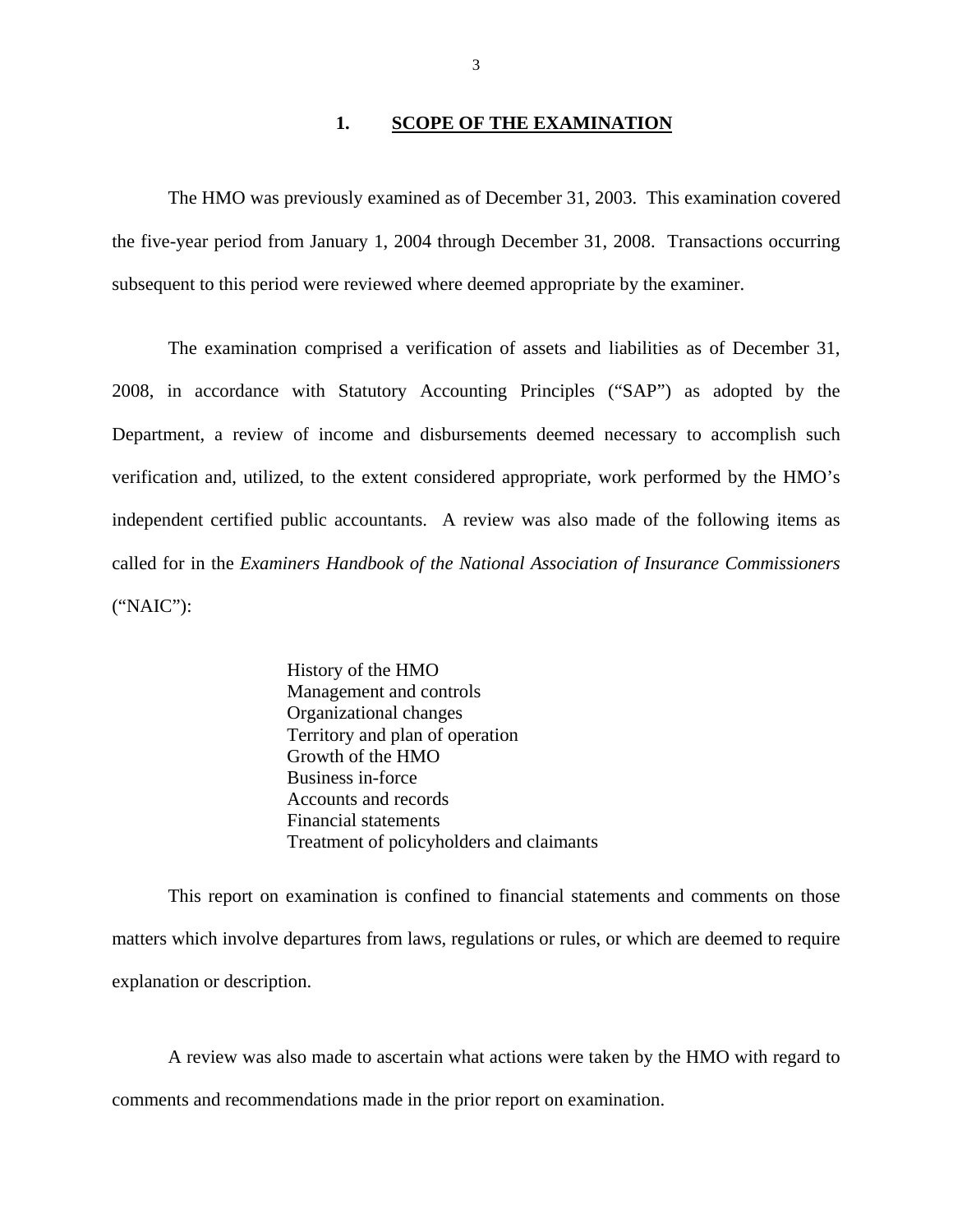## 1. SCOPE OF THE EXAMINATION

The HMO was previously examined as of December 31, 2003. This examination covered the five-year period from January 1, 2004 through December 31, 2008. Transactions occurring subsequent to this period were reviewed where deemed appropriate by the examiner.

The examination comprised a verification of assets and liabilities as of December 31, 2008, in accordance with Statutory Accounting Principles ("SAP") as adopted by the Department, a review of income and disbursements deemed necessary to accomplish such verification and, utilized, to the extent considered appropriate, work performed by the HMO's independent certified public accountants. A review was also made of the following items as called for in the *Examiners Handbook of the National Association of Insurance Commissioners* ("NAIC"):

- History of the HMO
- Management and controls
- Organizational changes
- Territory and plan of operation
- Growth of the HMO
- Business in-force
- Accounts and records
- Financial statements
- Treatment of policyholders and claimants

This report on examination is confined to financial statements and comments on those matters which involve departures from laws, regulations or rules, or which are deemed to require explanation or description.

A review was also made to ascertain what actions were taken by the HMO with regard to comments and recommendations made in the prior report on examination.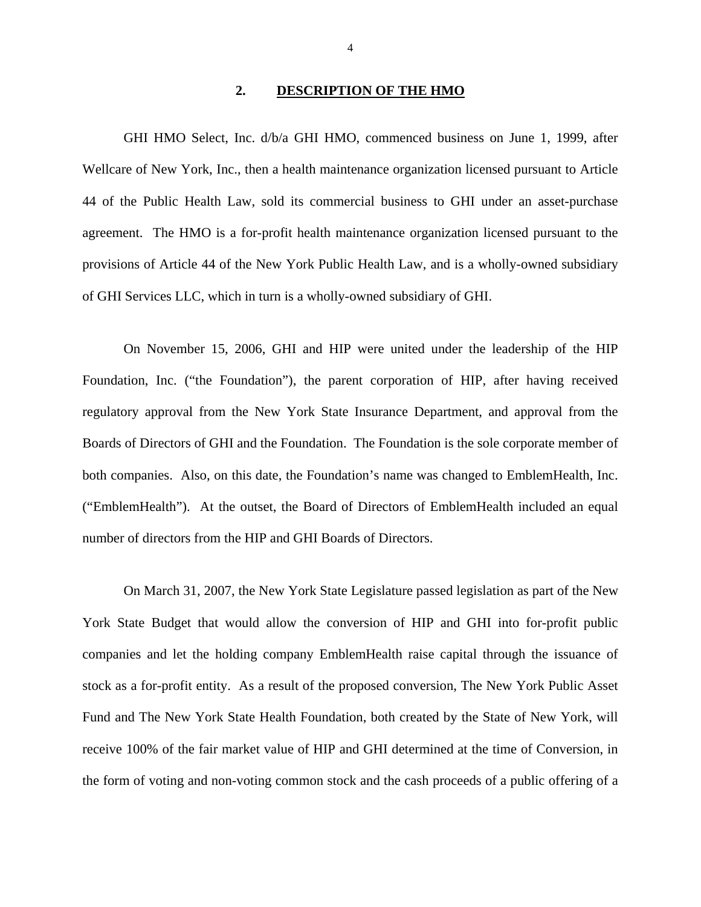## 2. DESCRIPTION OF THE HMO

GHI HMO Select, Inc. d/b/a GHI HMO, commenced business on June 1, 1999, after Wellcare of New York, Inc., then a health maintenance organization licensed pursuant to Article 44 of the Public Health Law, sold its commercial business to GHI under an asset-purchase agreement. The HMO is a for-profit health maintenance organization licensed pursuant to the provisions of Article 44 of the New York Public Health Law, and is a wholly-owned subsidiary of GHI Services LLC, which in turn is a wholly-owned subsidiary of GHI.

On November 15, 2006, GHI and HIP were united under the leadership of the HIP Foundation, Inc. ("the Foundation"), the parent corporation of HIP, after having received regulatory approval from the New York State Insurance Department, and approval from the Boards of Directors of GHI and the Foundation. The Foundation is the sole corporate member of both companies. Also, on this date, the Foundation's name was changed to EmblemHealth, Inc. ("EmblemHealth"). At the outset, the Board of Directors of EmblemHealth included an equal number of directors from the HIP and GHI Boards of Directors.

On March 31, 2007, the New York State Legislature passed legislation as part of the New York State Budget that would allow the conversion of HIP and GHI into for-profit public companies and let the holding company EmblemHealth raise capital through the issuance of stock as a for-profit entity. As a result of the proposed conversion, The New York Public Asset Fund and The New York State Health Foundation, both created by the State of New York, will receive 100% of the fair market value of HIP and GHI determined at the time of Conversion, in the form of voting and non-voting common stock and the cash proceeds of a public offering of a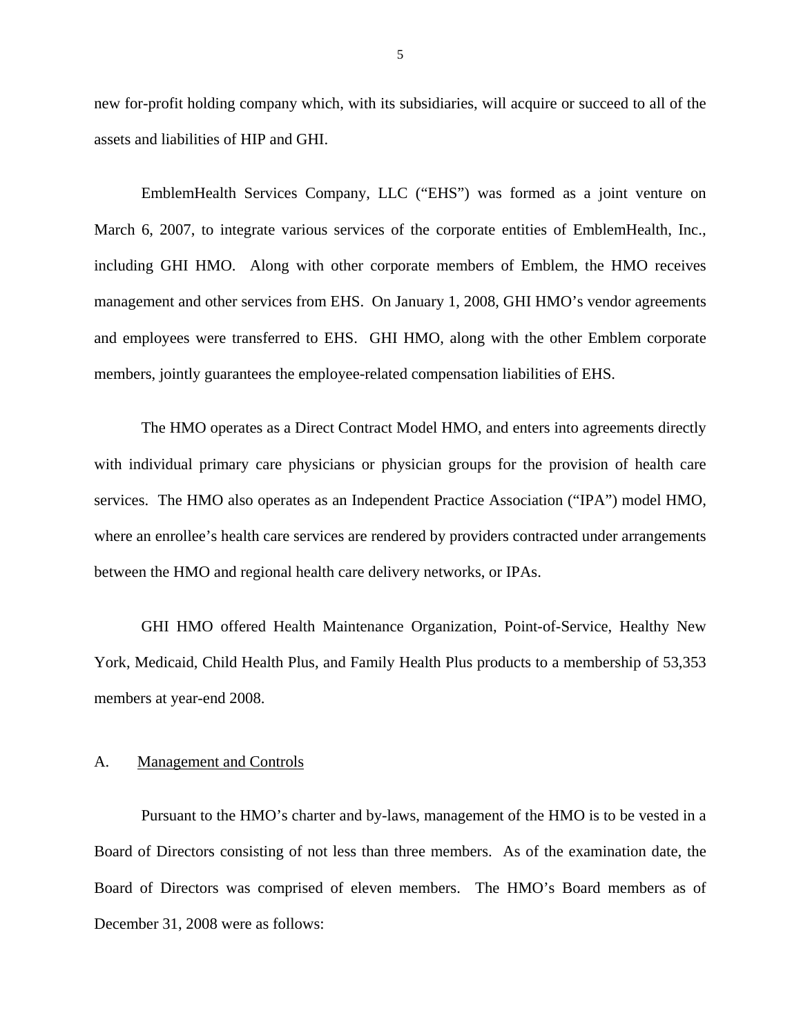new for-profit holding company which, with its subsidiaries, will acquire or succeed to all of the assets and liabilities of HIP and GHI.

EmblemHealth Services Company, LLC ("EHS") was formed as a joint venture on March 6, 2007, to integrate various services of the corporate entities of EmblemHealth, Inc., including GHI HMO. Along with other corporate members of Emblem, the HMO receives management and other services from EHS. On January 1, 2008, GHI HMO's vendor agreements and employees were transferred to EHS. GHI HMO, along with the other Emblem corporate members, jointly guarantees the employee-related compensation liabilities of EHS.

The HMO operates as a Direct Contract Model HMO, and enters into agreements directly with individual primary care physicians or physician groups for the provision of health care services. The HMO also operates as an Independent Practice Association ("IPA") model HMO, where an enrollee's health care services are rendered by providers contracted under arrangements between the HMO and regional health care delivery networks, or IPAs.

GHI HMO offered Health Maintenance Organization, Point-of-Service, Healthy New York, Medicaid, Child Health Plus, and Family Health Plus products to a membership of 53,353 members at year-end 2008.

## A. Management and Controls

Pursuant to the HMO's charter and by-laws, management of the HMO is to be vested in a Board of Directors consisting of not less than three members. As of the examination date, the Board of Directors was comprised of eleven members. The HMO's Board members as of December 31, 2008 were as follows: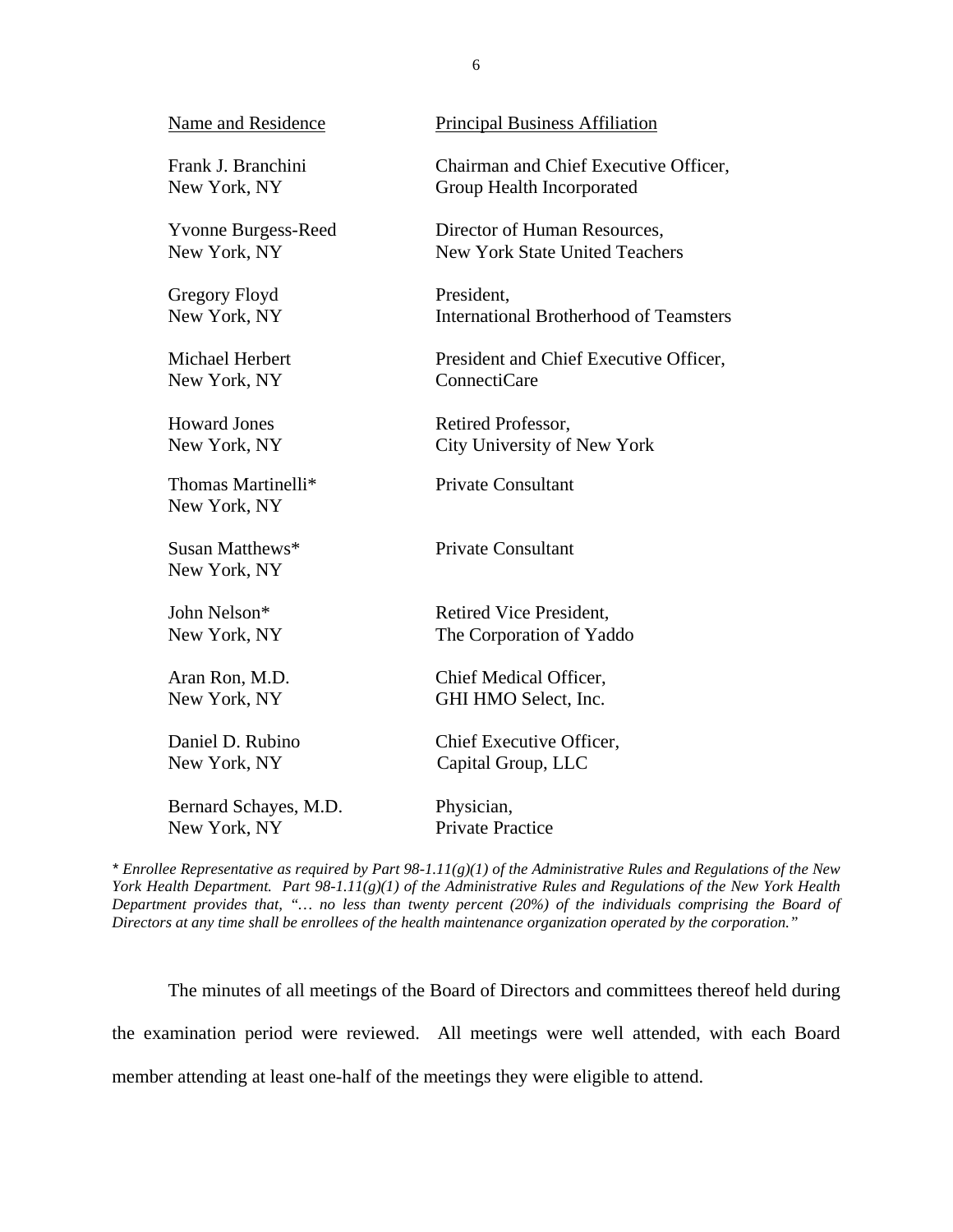| Name and Residence | Principal Business Affiliation |
|---|---|
| Frank J. Branchini<br>New York, NY | Chairman and Chief Executive Officer,<br>Group Health Incorporated |
| Yvonne Burgess-Reed<br>New York, NY | Director of Human Resources,<br>New York State United Teachers |
| Gregory Floyd<br>New York, NY | President,<br>International Brotherhood of Teamsters |
| Michael Herbert<br>New York, NY | President and Chief Executive Officer,<br>ConnectiCare |
| Howard Jones<br>New York, NY | Retired Professor,<br>City University of New York |
| Thomas Martinelli*<br>New York, NY | Private Consultant |
| Susan Matthews*<br>New York, NY | Private Consultant |
| John Nelson*<br>New York, NY | Retired Vice President,<br>The Corporation of Yaddo |
| Aran Ron, M.D.<br>New York, NY | Chief Medical Officer,<br>GHI HMO Select, Inc. |
| Daniel D. Rubino<br>New York, NY | Chief Executive Officer,<br>Capital Group, LLC |
| Bernard Schayes, M.D.<br>New York, NY | Physician,<br>Private Practice |

*\* Enrollee Representative as required by Part 98-1.11(g)(1) of the Administrative Rules and Regulations of the New York Health Department. Part 98-1.11(g)(1) of the Administrative Rules and Regulations of the New York Health Department provides that, "… no less than twenty percent (20%) of the individuals comprising the Board of Directors at any time shall be enrollees of the health maintenance organization operated by the corporation."*

The minutes of all meetings of the Board of Directors and committees thereof held during the examination period were reviewed. All meetings were well attended, with each Board member attending at least one-half of the meetings they were eligible to attend.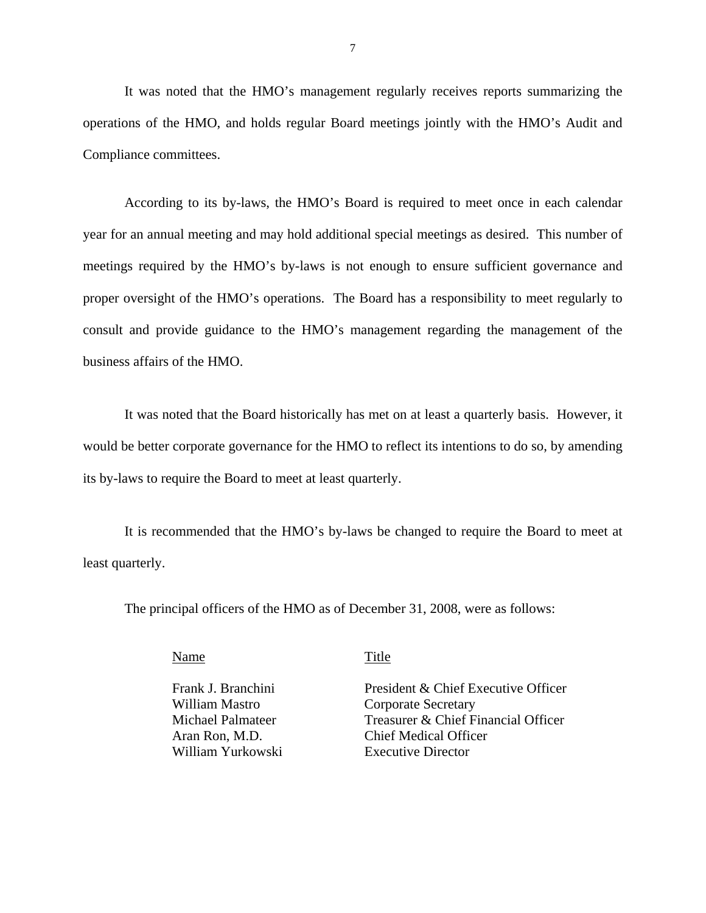It was noted that the HMO's management regularly receives reports summarizing the operations of the HMO, and holds regular Board meetings jointly with the HMO's Audit and Compliance committees.

According to its by-laws, the HMO's Board is required to meet once in each calendar year for an annual meeting and may hold additional special meetings as desired. This number of meetings required by the HMO's by-laws is not enough to ensure sufficient governance and proper oversight of the HMO's operations. The Board has a responsibility to meet regularly to consult and provide guidance to the HMO's management regarding the management of the business affairs of the HMO.

It was noted that the Board historically has met on at least a quarterly basis. However, it would be better corporate governance for the HMO to reflect its intentions to do so, by amending its by-laws to require the Board to meet at least quarterly.

It is recommended that the HMO's by-laws be changed to require the Board to meet at least quarterly.

The principal officers of the HMO as of December 31, 2008, were as follows:

| Name | Title |
|---|---|
| Frank J. Branchini | President & Chief Executive Officer |
| William Mastro | Corporate Secretary |
| Michael Palmateer | Treasurer & Chief Financial Officer |
| Aran Ron, M.D. | Chief Medical Officer |
| William Yurkowski | Executive Director |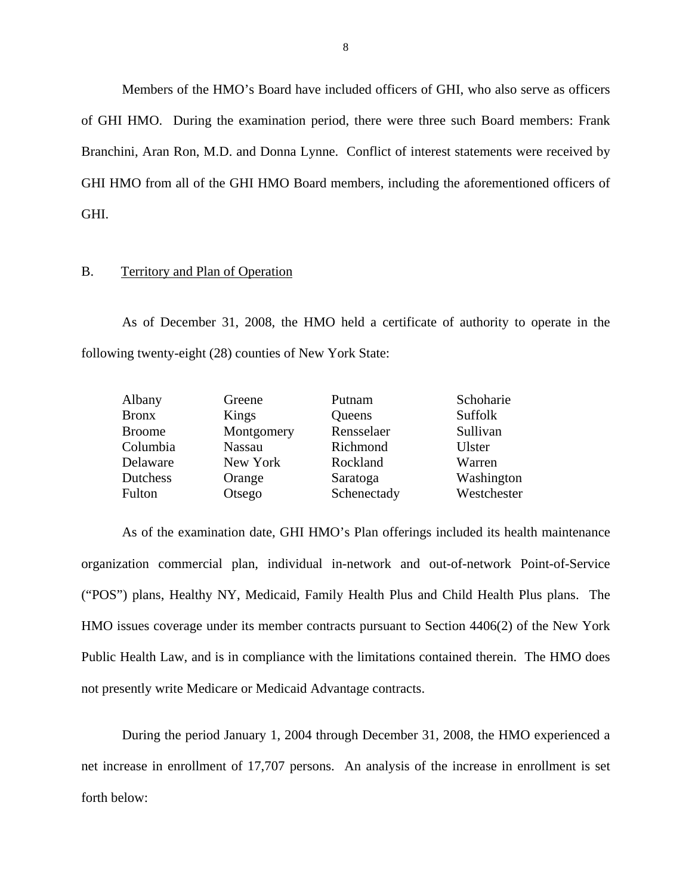Members of the HMO's Board have included officers of GHI, who also serve as officers of GHI HMO. During the examination period, there were three such Board members: Frank Branchini, Aran Ron, M.D. and Donna Lynne. Conflict of interest statements were received by GHI HMO from all of the GHI HMO Board members, including the aforementioned officers of GHI.

## B. Territory and Plan of Operation

As of December 31, 2008, the HMO held a certificate of authority to operate in the following twenty-eight (28) counties of New York State:

| | | | |
|---|---|---|---|
| Albany | Greene | Putnam | Schoharie |
| Bronx | Kings | Queens | Suffolk |
| Broome | Montgomery | Rensselaer | Sullivan |
| Columbia | Nassau | Richmond | Ulster |
| Delaware | New York | Rockland | Warren |
| Dutchess | Orange | Saratoga | Washington |
| Fulton | Otsego | Schenectady | Westchester |

As of the examination date, GHI HMO's Plan offerings included its health maintenance organization commercial plan, individual in-network and out-of-network Point-of-Service ("POS") plans, Healthy NY, Medicaid, Family Health Plus and Child Health Plus plans. The HMO issues coverage under its member contracts pursuant to Section 4406(2) of the New York Public Health Law, and is in compliance with the limitations contained therein. The HMO does not presently write Medicare or Medicaid Advantage contracts.

During the period January 1, 2004 through December 31, 2008, the HMO experienced a net increase in enrollment of 17,707 persons. An analysis of the increase in enrollment is set forth below: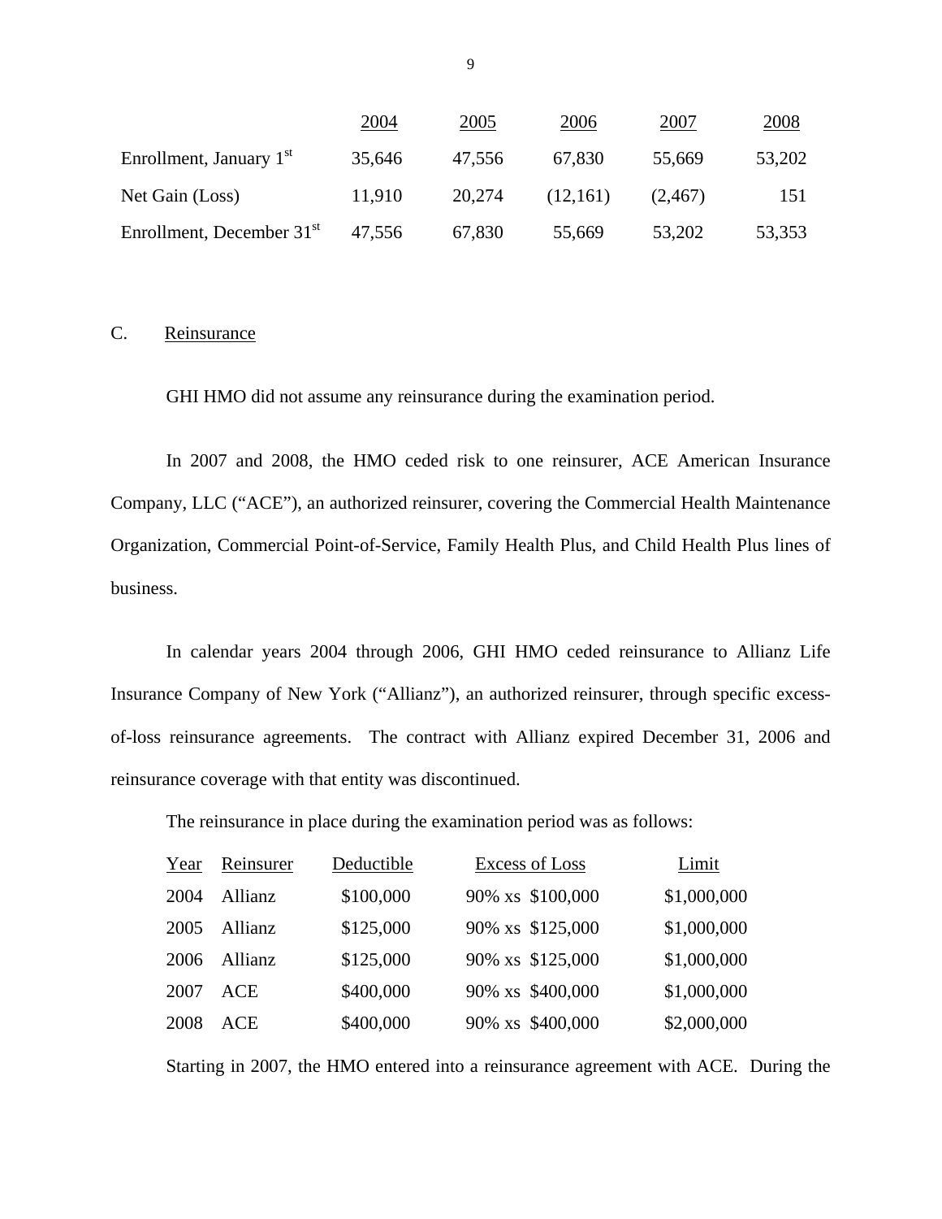| | 2004 | 2005 | 2006 | 2007 | 2008 |
|---|---|---|---|---|---|
| Enrollment, January 1st | 35,646 | 47,556 | 67,830 | 55,669 | 53,202 |
| Net Gain (Loss) | 11,910 | 20,274 | (12,161) | (2,467) | 151 |
| Enrollment, December 31st | 47,556 | 67,830 | 55,669 | 53,202 | 53,353 |

C. Reinsurance

GHI HMO did not assume any reinsurance during the examination period.

In 2007 and 2008, the HMO ceded risk to one reinsurer, ACE American Insurance Company, LLC ("ACE"), an authorized reinsurer, covering the Commercial Health Maintenance Organization, Commercial Point-of-Service, Family Health Plus, and Child Health Plus lines of business.

In calendar years 2004 through 2006, GHI HMO ceded reinsurance to Allianz Life Insurance Company of New York ("Allianz"), an authorized reinsurer, through specific excess-of-loss reinsurance agreements. The contract with Allianz expired December 31, 2006 and reinsurance coverage with that entity was discontinued.

The reinsurance in place during the examination period was as follows:

| Year | Reinsurer | Deductible | Excess of Loss | Limit |
|---|---|---|---|---|
| 2004 | Allianz | $100,000 | 90% xs $100,000 | $1,000,000 |
| 2005 | Allianz | $125,000 | 90% xs $125,000 | $1,000,000 |
| 2006 | Allianz | $125,000 | 90% xs $125,000 | $1,000,000 |
| 2007 | ACE | $400,000 | 90% xs $400,000 | $1,000,000 |
| 2008 | ACE | $400,000 | 90% xs $400,000 | $2,000,000 |

Starting in 2007, the HMO entered into a reinsurance agreement with ACE. During the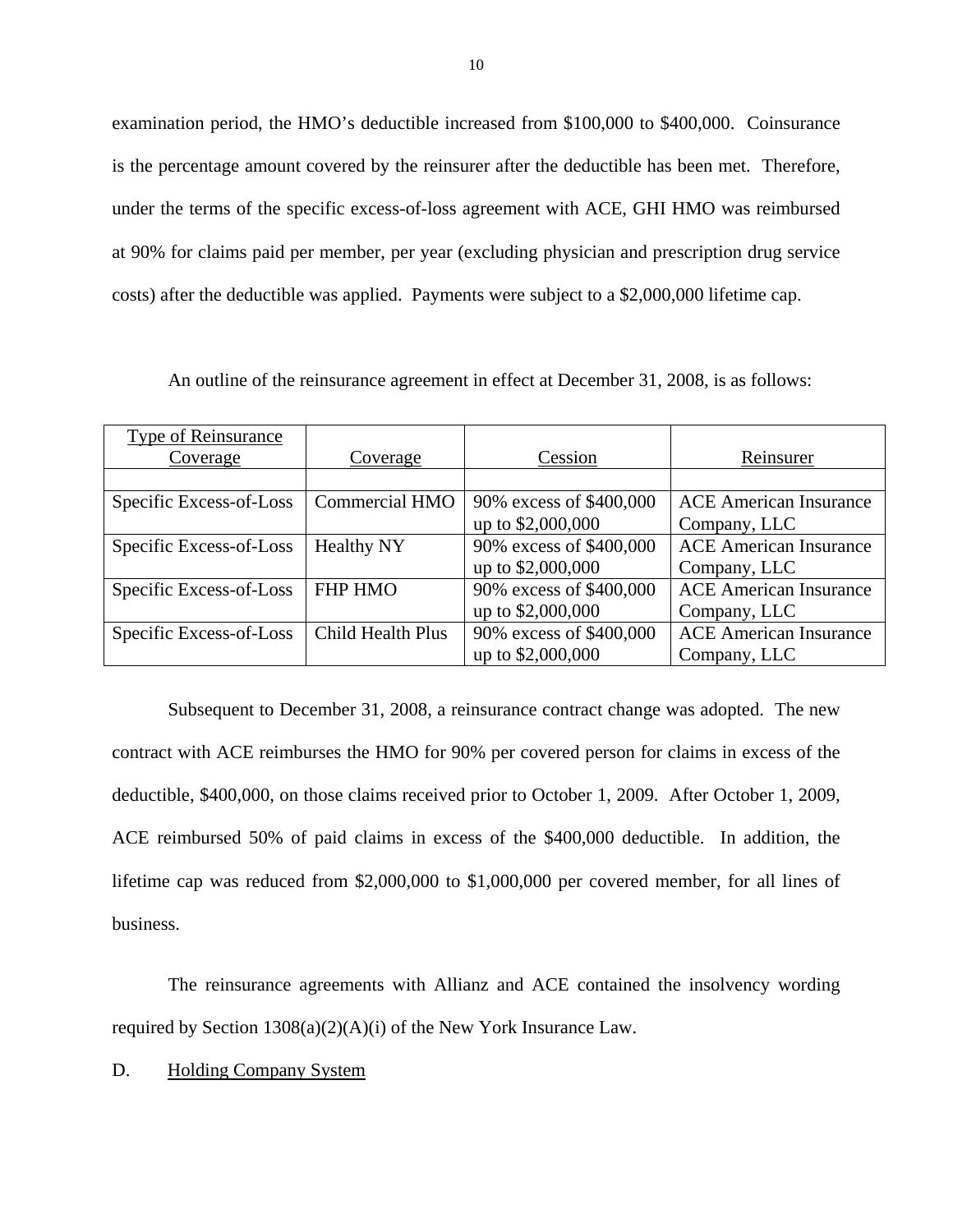examination period, the HMO's deductible increased from $100,000 to $400,000. Coinsurance is the percentage amount covered by the reinsurer after the deductible has been met. Therefore, under the terms of the specific excess-of-loss agreement with ACE, GHI HMO was reimbursed at 90% for claims paid per member, per year (excluding physician and prescription drug service costs) after the deductible was applied. Payments were subject to a $2,000,000 lifetime cap.

An outline of the reinsurance agreement in effect at December 31, 2008, is as follows:

| Type of Reinsurance Coverage | Coverage | Cession | Reinsurer |
|---|---|---|---|
| | | | |
| Specific Excess-of-Loss | Commercial HMO | 90% excess of $400,000 up to $2,000,000 | ACE American Insurance Company, LLC |
| Specific Excess-of-Loss | Healthy NY | 90% excess of $400,000 up to $2,000,000 | ACE American Insurance Company, LLC |
| Specific Excess-of-Loss | FHP HMO | 90% excess of $400,000 up to $2,000,000 | ACE American Insurance Company, LLC |
| Specific Excess-of-Loss | Child Health Plus | 90% excess of $400,000 up to $2,000,000 | ACE American Insurance Company, LLC |

Subsequent to December 31, 2008, a reinsurance contract change was adopted. The new contract with ACE reimburses the HMO for 90% per covered person for claims in excess of the deductible, $400,000, on those claims received prior to October 1, 2009. After October 1, 2009, ACE reimbursed 50% of paid claims in excess of the $400,000 deductible. In addition, the lifetime cap was reduced from $2,000,000 to $1,000,000 per covered member, for all lines of business.

The reinsurance agreements with Allianz and ACE contained the insolvency wording required by Section 1308(a)(2)(A)(i) of the New York Insurance Law.

D. Holding Company System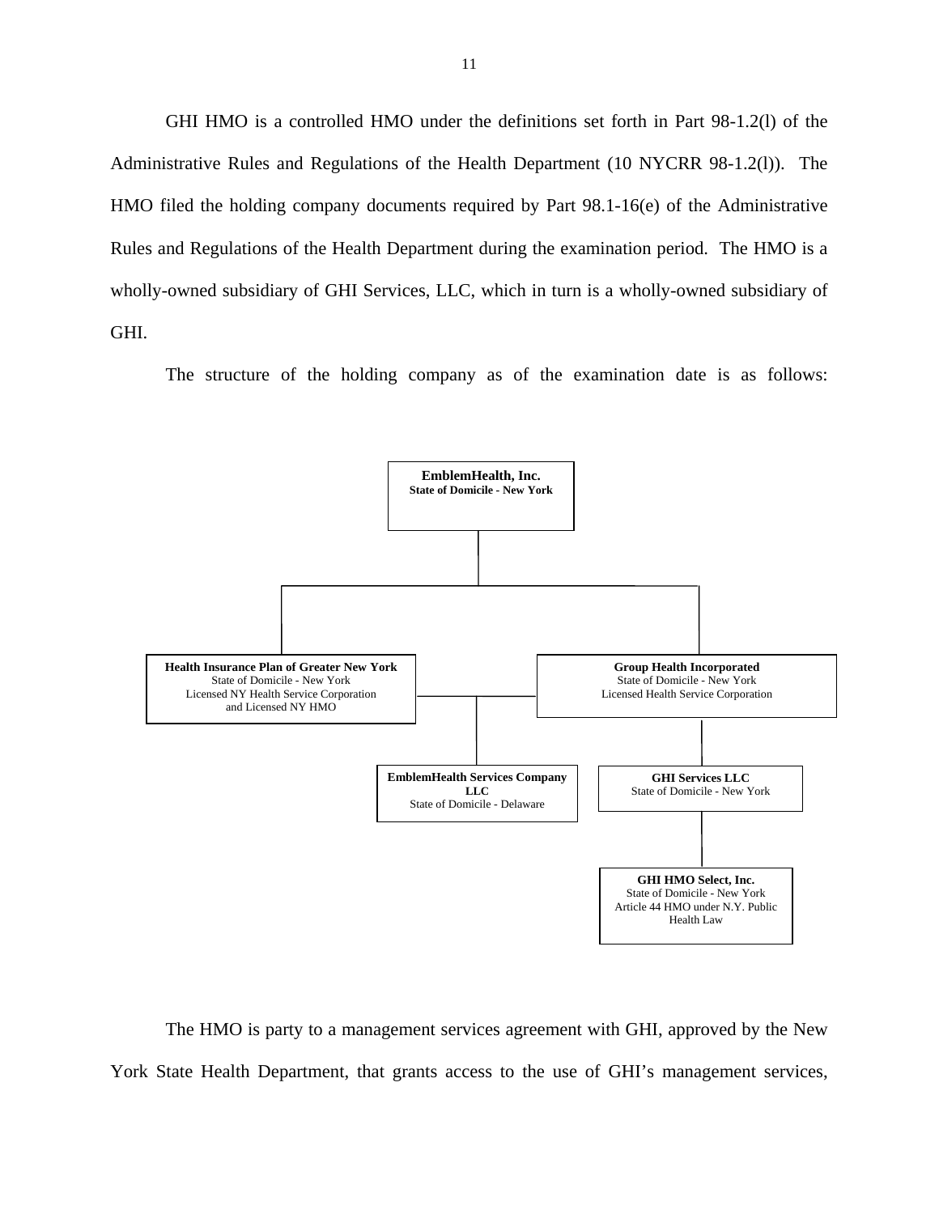GHI HMO is a controlled HMO under the definitions set forth in Part 98-1.2(l) of the Administrative Rules and Regulations of the Health Department (10 NYCRR 98-1.2(l)). The HMO filed the holding company documents required by Part 98.1-16(e) of the Administrative Rules and Regulations of the Health Department during the examination period. The HMO is a wholly-owned subsidiary of GHI Services, LLC, which in turn is a wholly-owned subsidiary of GHI.

The structure of the holding company as of the examination date is as follows:

**EmblemHealth, Inc.**
**State of Domicile - New York**

- **Health Insurance Plan of Greater New York**
  State of Domicile - New York
  Licensed NY Health Service Corporation
  and Licensed NY HMO
- **Group Health Incorporated**
  State of Domicile - New York
  Licensed Health Service Corporation
  - **GHI Services LLC**
    State of Domicile - New York
    - **GHI HMO Select, Inc.**
      State of Domicile - New York
      Article 44 HMO under N.Y. Public Health Law
- **EmblemHealth Services Company LLC** (jointly owned by Health Insurance Plan of Greater New York and Group Health Incorporated)
  State of Domicile - Delaware

The HMO is party to a management services agreement with GHI, approved by the New York State Health Department, that grants access to the use of GHI's management services,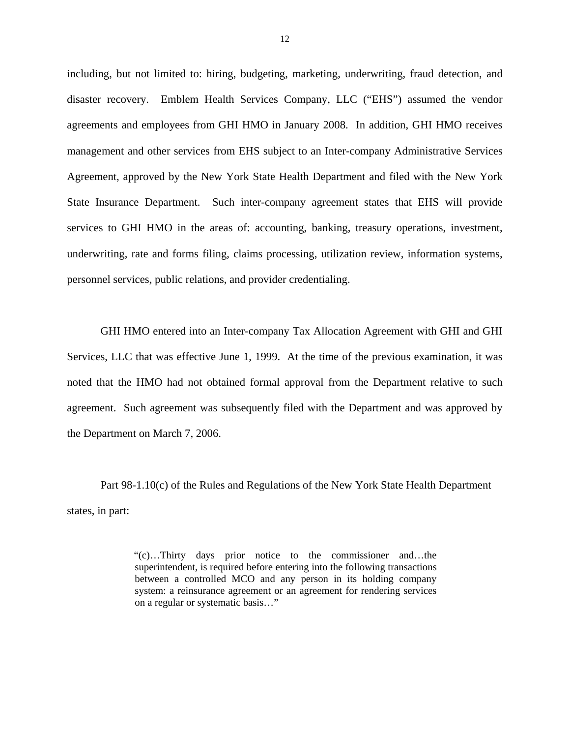including, but not limited to: hiring, budgeting, marketing, underwriting, fraud detection, and disaster recovery. Emblem Health Services Company, LLC ("EHS") assumed the vendor agreements and employees from GHI HMO in January 2008. In addition, GHI HMO receives management and other services from EHS subject to an Inter-company Administrative Services Agreement, approved by the New York State Health Department and filed with the New York State Insurance Department. Such inter-company agreement states that EHS will provide services to GHI HMO in the areas of: accounting, banking, treasury operations, investment, underwriting, rate and forms filing, claims processing, utilization review, information systems, personnel services, public relations, and provider credentialing.

GHI HMO entered into an Inter-company Tax Allocation Agreement with GHI and GHI Services, LLC that was effective June 1, 1999. At the time of the previous examination, it was noted that the HMO had not obtained formal approval from the Department relative to such agreement. Such agreement was subsequently filed with the Department and was approved by the Department on March 7, 2006.

Part 98-1.10(c) of the Rules and Regulations of the New York State Health Department states, in part:

> "(c)…Thirty days prior notice to the commissioner and…the superintendent, is required before entering into the following transactions between a controlled MCO and any person in its holding company system: a reinsurance agreement or an agreement for rendering services on a regular or systematic basis…"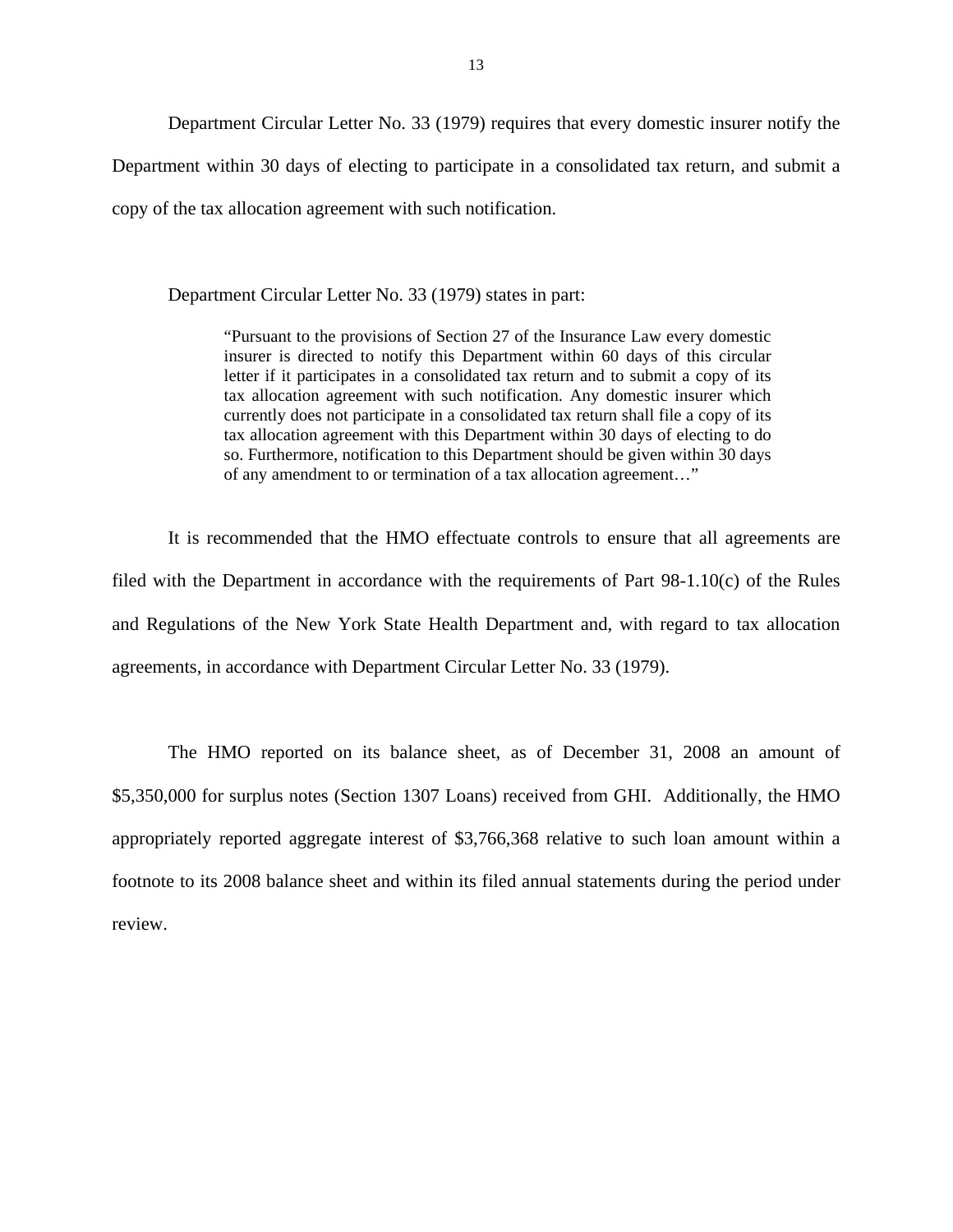Department Circular Letter No. 33 (1979) requires that every domestic insurer notify the Department within 30 days of electing to participate in a consolidated tax return, and submit a copy of the tax allocation agreement with such notification.

Department Circular Letter No. 33 (1979) states in part:

> "Pursuant to the provisions of Section 27 of the Insurance Law every domestic insurer is directed to notify this Department within 60 days of this circular letter if it participates in a consolidated tax return and to submit a copy of its tax allocation agreement with such notification. Any domestic insurer which currently does not participate in a consolidated tax return shall file a copy of its tax allocation agreement with this Department within 30 days of electing to do so. Furthermore, notification to this Department should be given within 30 days of any amendment to or termination of a tax allocation agreement…"

It is recommended that the HMO effectuate controls to ensure that all agreements are filed with the Department in accordance with the requirements of Part 98-1.10(c) of the Rules and Regulations of the New York State Health Department and, with regard to tax allocation agreements, in accordance with Department Circular Letter No. 33 (1979).

The HMO reported on its balance sheet, as of December 31, 2008 an amount of $5,350,000 for surplus notes (Section 1307 Loans) received from GHI. Additionally, the HMO appropriately reported aggregate interest of $3,766,368 relative to such loan amount within a footnote to its 2008 balance sheet and within its filed annual statements during the period under review.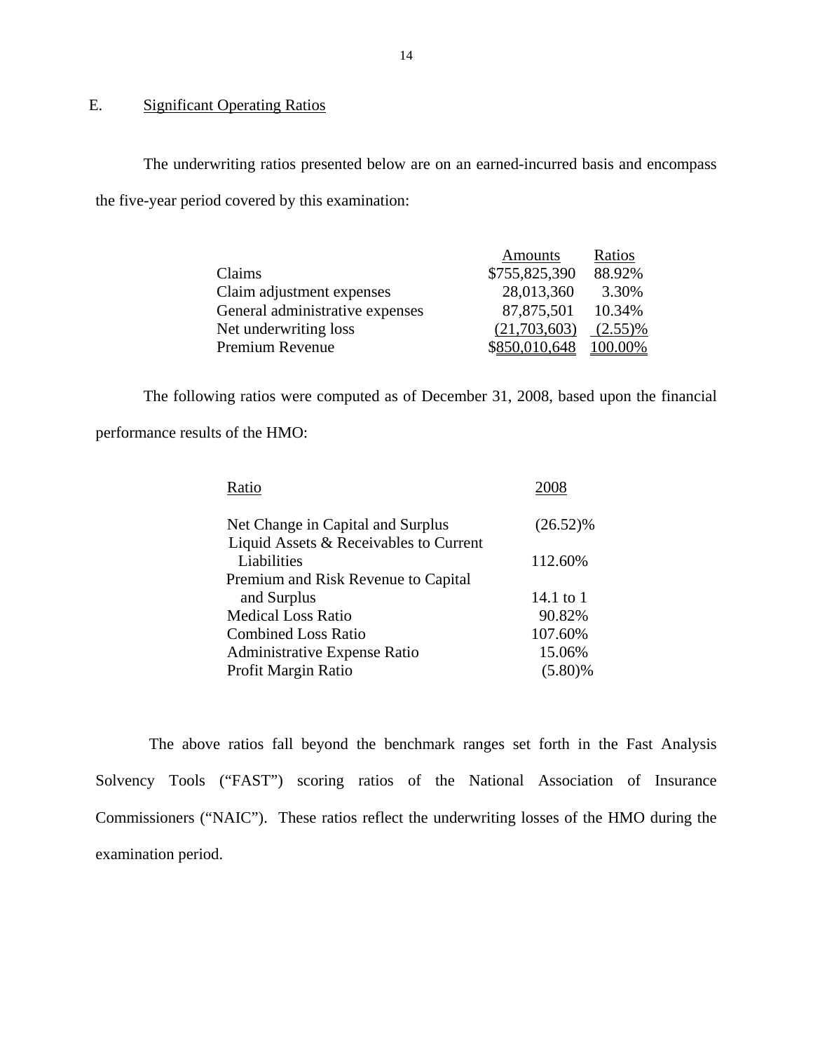## E. Significant Operating Ratios

The underwriting ratios presented below are on an earned-incurred basis and encompass the five-year period covered by this examination:

| | Amounts | Ratios |
|---|---|---|
| Claims | $755,825,390 | 88.92% |
| Claim adjustment expenses | 28,013,360 | 3.30% |
| General administrative expenses | 87,875,501 | 10.34% |
| Net underwriting loss | (21,703,603) | (2.55)% |
| Premium Revenue | $850,010,648 | 100.00% |

The following ratios were computed as of December 31, 2008, based upon the financial performance results of the HMO:

| Ratio | 2008 |
|---|---|
| Net Change in Capital and Surplus | (26.52)% |
| Liquid Assets & Receivables to Current Liabilities | 112.60% |
| Premium and Risk Revenue to Capital and Surplus | 14.1 to 1 |
| Medical Loss Ratio | 90.82% |
| Combined Loss Ratio | 107.60% |
| Administrative Expense Ratio | 15.06% |
| Profit Margin Ratio | (5.80)% |

The above ratios fall beyond the benchmark ranges set forth in the Fast Analysis Solvency Tools ("FAST") scoring ratios of the National Association of Insurance Commissioners ("NAIC"). These ratios reflect the underwriting losses of the HMO during the examination period.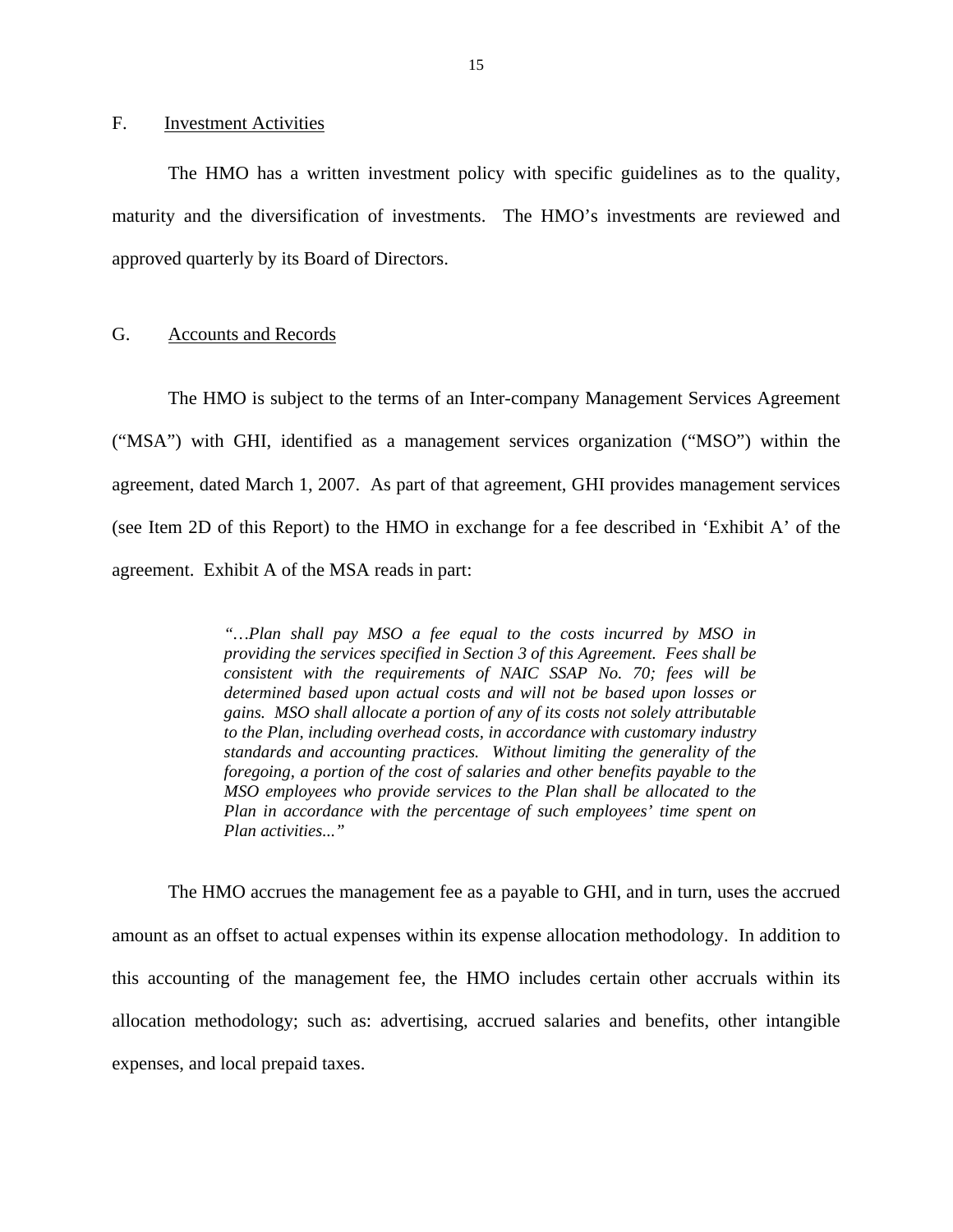## F. Investment Activities

The HMO has a written investment policy with specific guidelines as to the quality, maturity and the diversification of investments. The HMO's investments are reviewed and approved quarterly by its Board of Directors.

## G. Accounts and Records

The HMO is subject to the terms of an Inter-company Management Services Agreement ("MSA") with GHI, identified as a management services organization ("MSO") within the agreement, dated March 1, 2007. As part of that agreement, GHI provides management services (see Item 2D of this Report) to the HMO in exchange for a fee described in 'Exhibit A' of the agreement. Exhibit A of the MSA reads in part:

> *"…Plan shall pay MSO a fee equal to the costs incurred by MSO in providing the services specified in Section 3 of this Agreement. Fees shall be consistent with the requirements of NAIC SSAP No. 70; fees will be determined based upon actual costs and will not be based upon losses or gains. MSO shall allocate a portion of any of its costs not solely attributable to the Plan, including overhead costs, in accordance with customary industry standards and accounting practices. Without limiting the generality of the foregoing, a portion of the cost of salaries and other benefits payable to the MSO employees who provide services to the Plan shall be allocated to the Plan in accordance with the percentage of such employees' time spent on Plan activities..."*

The HMO accrues the management fee as a payable to GHI, and in turn, uses the accrued amount as an offset to actual expenses within its expense allocation methodology. In addition to this accounting of the management fee, the HMO includes certain other accruals within its allocation methodology; such as: advertising, accrued salaries and benefits, other intangible expenses, and local prepaid taxes.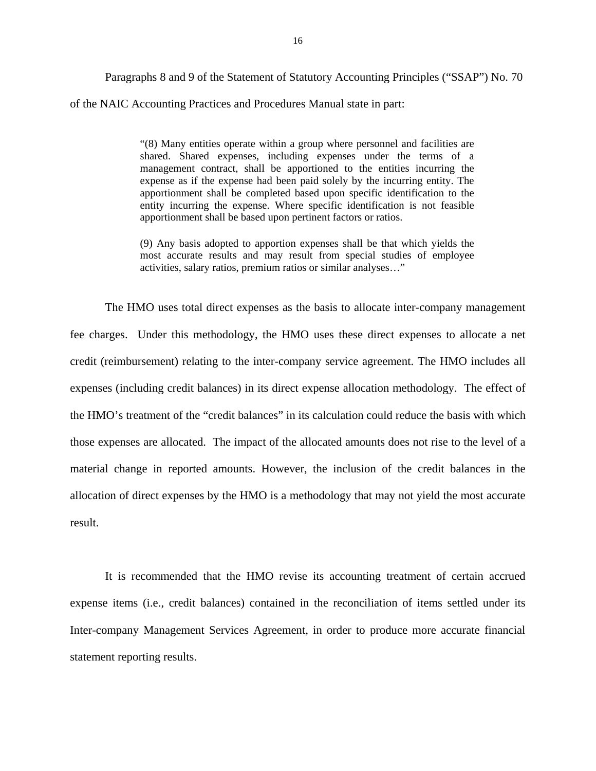Paragraphs 8 and 9 of the Statement of Statutory Accounting Principles ("SSAP") No. 70 of the NAIC Accounting Practices and Procedures Manual state in part:

> "(8) Many entities operate within a group where personnel and facilities are shared. Shared expenses, including expenses under the terms of a management contract, shall be apportioned to the entities incurring the expense as if the expense had been paid solely by the incurring entity. The apportionment shall be completed based upon specific identification to the entity incurring the expense. Where specific identification is not feasible apportionment shall be based upon pertinent factors or ratios.
>
> (9) Any basis adopted to apportion expenses shall be that which yields the most accurate results and may result from special studies of employee activities, salary ratios, premium ratios or similar analyses…"

The HMO uses total direct expenses as the basis to allocate inter-company management fee charges. Under this methodology, the HMO uses these direct expenses to allocate a net credit (reimbursement) relating to the inter-company service agreement. The HMO includes all expenses (including credit balances) in its direct expense allocation methodology. The effect of the HMO's treatment of the "credit balances" in its calculation could reduce the basis with which those expenses are allocated. The impact of the allocated amounts does not rise to the level of a material change in reported amounts. However, the inclusion of the credit balances in the allocation of direct expenses by the HMO is a methodology that may not yield the most accurate result.

It is recommended that the HMO revise its accounting treatment of certain accrued expense items (i.e., credit balances) contained in the reconciliation of items settled under its Inter-company Management Services Agreement, in order to produce more accurate financial statement reporting results.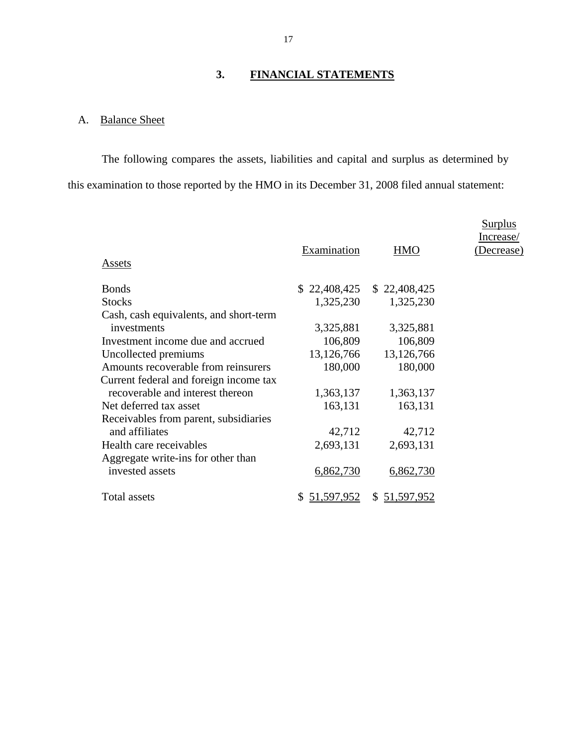## 3. FINANCIAL STATEMENTS

### A. Balance Sheet

The following compares the assets, liabilities and capital and surplus as determined by this examination to those reported by the HMO in its December 31, 2008 filed annual statement:

| Assets | Examination | HMO | Surplus Increase/ (Decrease) |
|---|---|---|---|
| Bonds | $ 22,408,425 | $ 22,408,425 | |
| Stocks | 1,325,230 | 1,325,230 | |
| Cash, cash equivalents, and short-term investments | 3,325,881 | 3,325,881 | |
| Investment income due and accrued | 106,809 | 106,809 | |
| Uncollected premiums | 13,126,766 | 13,126,766 | |
| Amounts recoverable from reinsurers | 180,000 | 180,000 | |
| Current federal and foreign income tax recoverable and interest thereon | 1,363,137 | 1,363,137 | |
| Net deferred tax asset | 163,131 | 163,131 | |
| Receivables from parent, subsidiaries and affiliates | 42,712 | 42,712 | |
| Health care receivables | 2,693,131 | 2,693,131 | |
| Aggregate write-ins for other than invested assets | 6,862,730 | 6,862,730 | |
| Total assets | $ 51,597,952 | $ 51,597,952 | |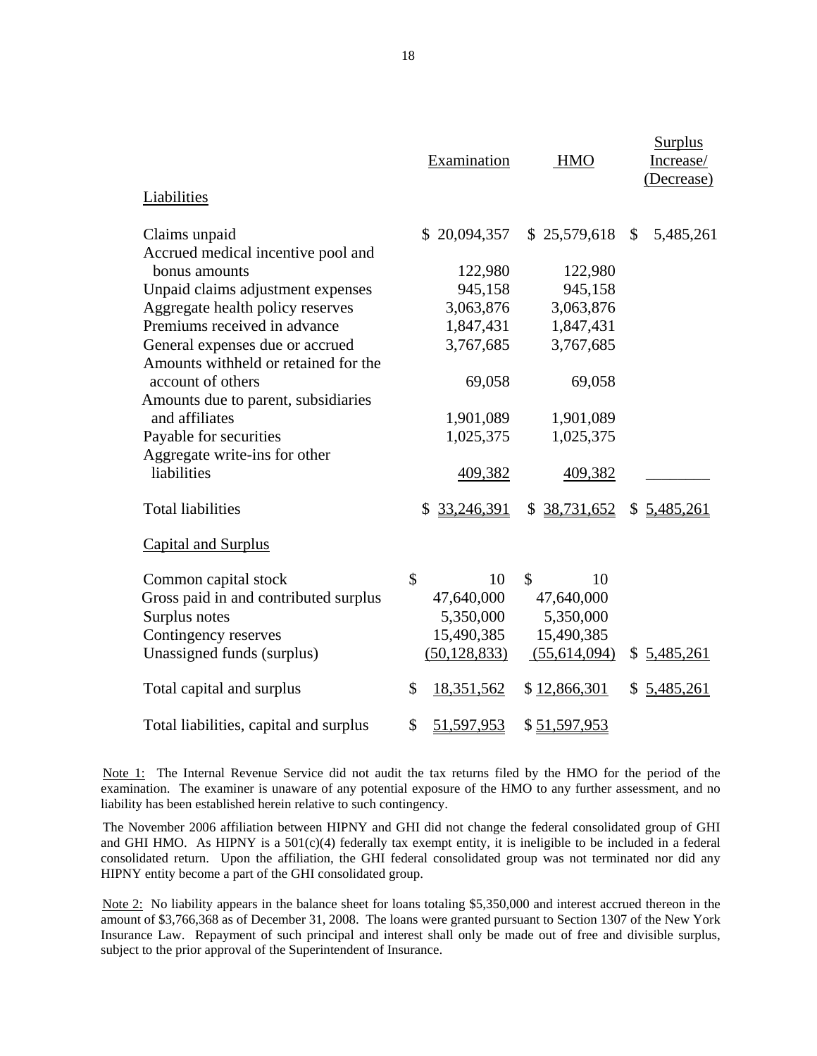| | Examination | HMO | Surplus Increase/ (Decrease) |
|---|---|---|---|
| Liabilities | | | |
| Claims unpaid | $ 20,094,357 | $ 25,579,618 | $ 5,485,261 |
| Accrued medical incentive pool and bonus amounts | 122,980 | 122,980 | |
| Unpaid claims adjustment expenses | 945,158 | 945,158 | |
| Aggregate health policy reserves | 3,063,876 | 3,063,876 | |
| Premiums received in advance | 1,847,431 | 1,847,431 | |
| General expenses due or accrued | 3,767,685 | 3,767,685 | |
| Amounts withheld or retained for the account of others | 69,058 | 69,058 | |
| Amounts due to parent, subsidiaries and affiliates | 1,901,089 | 1,901,089 | |
| Payable for securities | 1,025,375 | 1,025,375 | |
| Aggregate write-ins for other liabilities | 409,382 | 409,382 | |
| Total liabilities | $ 33,246,391 | $ 38,731,652 | $ 5,485,261 |
| Capital and Surplus | | | |
| Common capital stock | $ 10 | $ 10 | |
| Gross paid in and contributed surplus | 47,640,000 | 47,640,000 | |
| Surplus notes | 5,350,000 | 5,350,000 | |
| Contingency reserves | 15,490,385 | 15,490,385 | |
| Unassigned funds (surplus) | (50,128,833) | (55,614,094) | $ 5,485,261 |
| Total capital and surplus | $ 18,351,562 | $ 12,866,301 | $ 5,485,261 |
| Total liabilities, capital and surplus | $ 51,597,953 | $ 51,597,953 | |

Note 1: The Internal Revenue Service did not audit the tax returns filed by the HMO for the period of the examination. The examiner is unaware of any potential exposure of the HMO to any further assessment, and no liability has been established herein relative to such contingency.

The November 2006 affiliation between HIPNY and GHI did not change the federal consolidated group of GHI and GHI HMO. As HIPNY is a 501(c)(4) federally tax exempt entity, it is ineligible to be included in a federal consolidated return. Upon the affiliation, the GHI federal consolidated group was not terminated nor did any HIPNY entity become a part of the GHI consolidated group.

Note 2: No liability appears in the balance sheet for loans totaling $5,350,000 and interest accrued thereon in the amount of $3,766,368 as of December 31, 2008. The loans were granted pursuant to Section 1307 of the New York Insurance Law. Repayment of such principal and interest shall only be made out of free and divisible surplus, subject to the prior approval of the Superintendent of Insurance.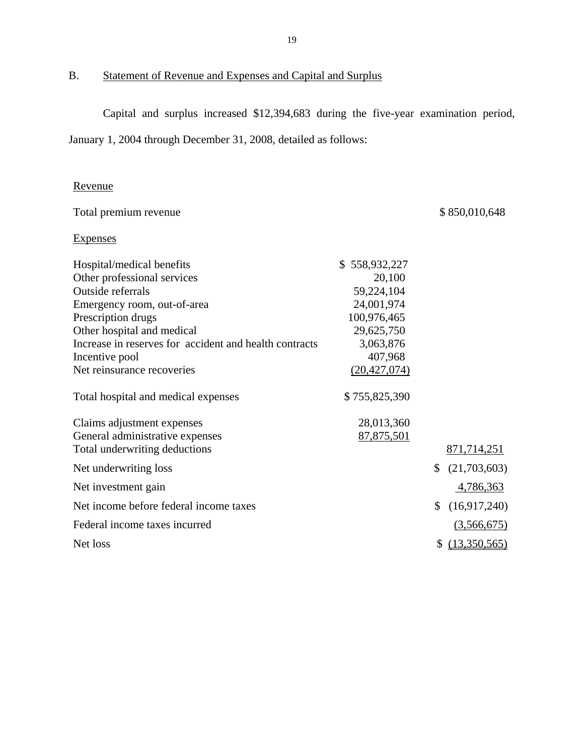## B. Statement of Revenue and Expenses and Capital and Surplus

Capital and surplus increased $12,394,683 during the five-year examination period, January 1, 2004 through December 31, 2008, detailed as follows:

| | | |
|---|---|---|
| Revenue | | |
| Total premium revenue | | $ 850,010,648 |
| Expenses | | |
| Hospital/medical benefits | $ 558,932,227 | |
| Other professional services | 20,100 | |
| Outside referrals | 59,224,104 | |
| Emergency room, out-of-area | 24,001,974 | |
| Prescription drugs | 100,976,465 | |
| Other hospital and medical | 29,625,750 | |
| Increase in reserves for accident and health contracts | 3,063,876 | |
| Incentive pool | 407,968 | |
| Net reinsurance recoveries | (20,427,074) | |
| Total hospital and medical expenses | $ 755,825,390 | |
| Claims adjustment expenses | 28,013,360 | |
| General administrative expenses | 87,875,501 | |
| Total underwriting deductions | | 871,714,251 |
| Net underwriting loss | | $ (21,703,603) |
| Net investment gain | | 4,786,363 |
| Net income before federal income taxes | | $ (16,917,240) |
| Federal income taxes incurred | | (3,566,675) |
| Net loss | | $ (13,350,565) |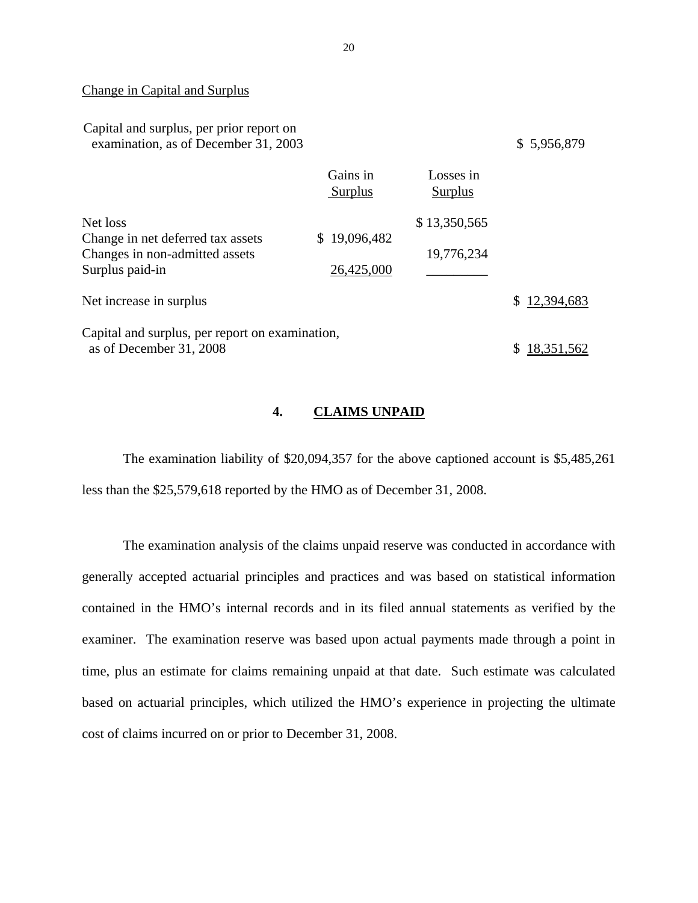Change in Capital and Surplus

| | Gains in Surplus | Losses in Surplus | |
|---|---|---|---|
| Capital and surplus, per prior report on examination, as of December 31, 2003 | | | $ 5,956,879 |
| Net loss | | $ 13,350,565 | |
| Change in net deferred tax assets | $ 19,096,482 | | |
| Changes in non-admitted assets | | 19,776,234 | |
| Surplus paid-in | 26,425,000 | | |
| Net increase in surplus | | | $ 12,394,683 |
| Capital and surplus, per report on examination, as of December 31, 2008 | | | $ 18,351,562 |

## 4. CLAIMS UNPAID

The examination liability of $20,094,357 for the above captioned account is $5,485,261 less than the $25,579,618 reported by the HMO as of December 31, 2008.

The examination analysis of the claims unpaid reserve was conducted in accordance with generally accepted actuarial principles and practices and was based on statistical information contained in the HMO's internal records and in its filed annual statements as verified by the examiner. The examination reserve was based upon actual payments made through a point in time, plus an estimate for claims remaining unpaid at that date. Such estimate was calculated based on actuarial principles, which utilized the HMO's experience in projecting the ultimate cost of claims incurred on or prior to December 31, 2008.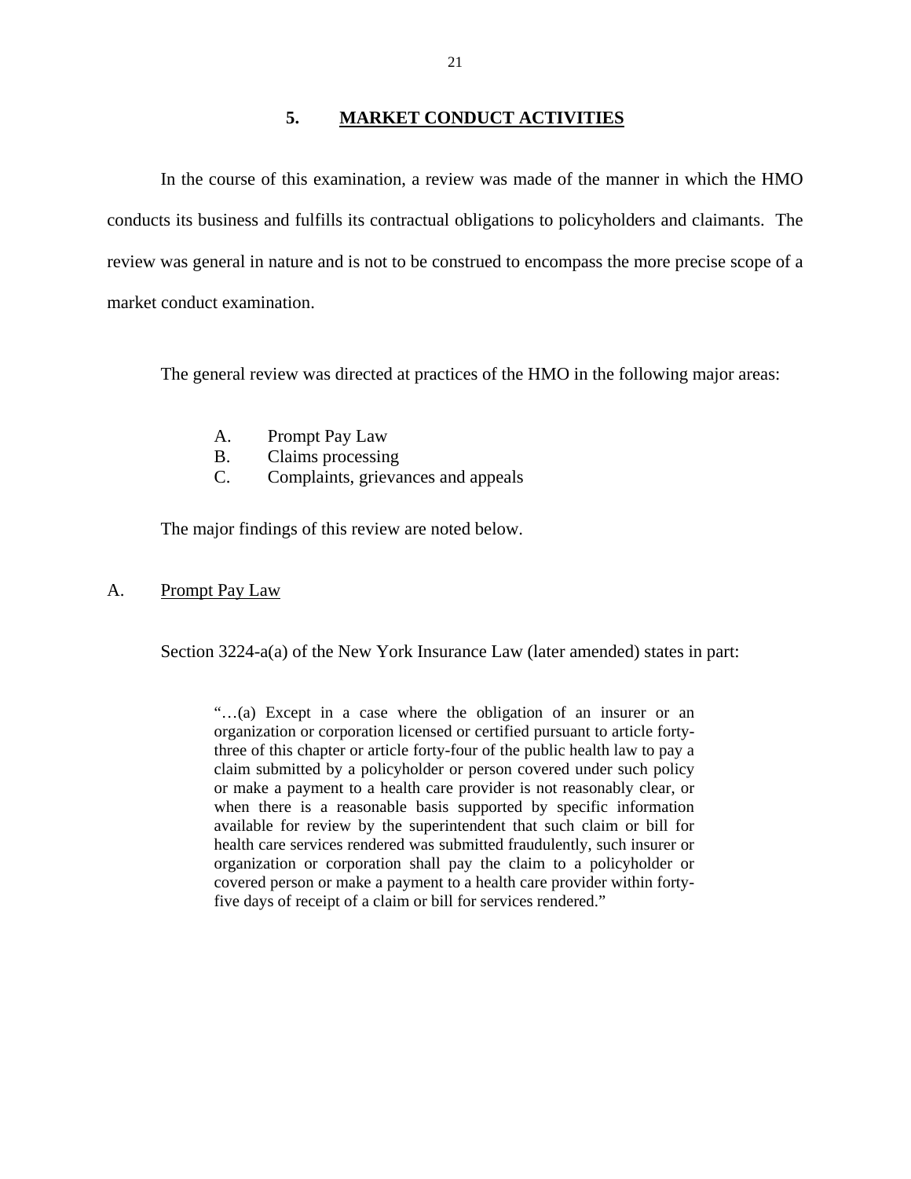## 5. MARKET CONDUCT ACTIVITIES

In the course of this examination, a review was made of the manner in which the HMO conducts its business and fulfills its contractual obligations to policyholders and claimants. The review was general in nature and is not to be construed to encompass the more precise scope of a market conduct examination.

The general review was directed at practices of the HMO in the following major areas:

A. Prompt Pay Law
B. Claims processing
C. Complaints, grievances and appeals

The major findings of this review are noted below.

### A. Prompt Pay Law

Section 3224-a(a) of the New York Insurance Law (later amended) states in part:

> "…(a) Except in a case where the obligation of an insurer or an organization or corporation licensed or certified pursuant to article forty-three of this chapter or article forty-four of the public health law to pay a claim submitted by a policyholder or person covered under such policy or make a payment to a health care provider is not reasonably clear, or when there is a reasonable basis supported by specific information available for review by the superintendent that such claim or bill for health care services rendered was submitted fraudulently, such insurer or organization or corporation shall pay the claim to a policyholder or covered person or make a payment to a health care provider within forty-five days of receipt of a claim or bill for services rendered."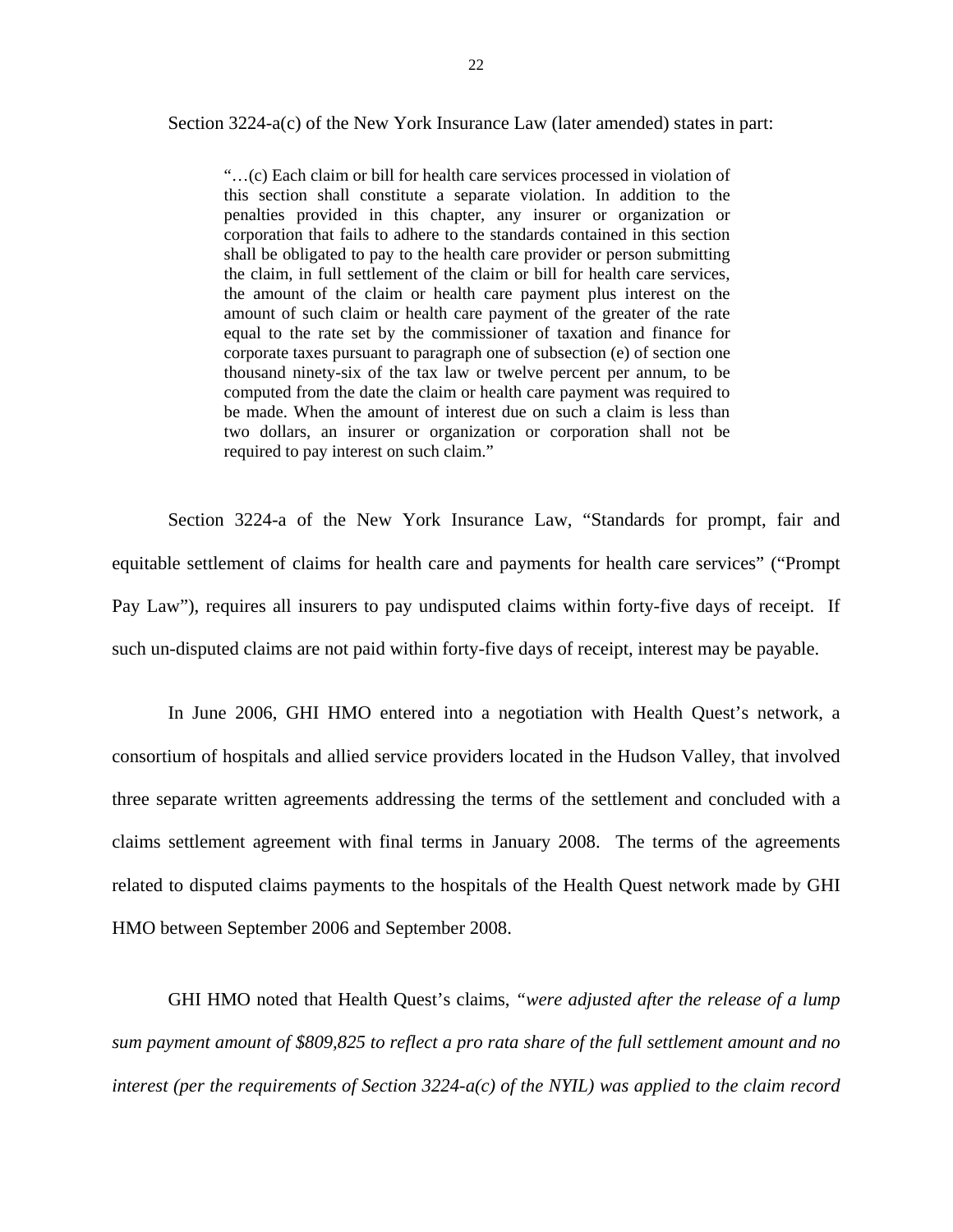Section 3224-a(c) of the New York Insurance Law (later amended) states in part:

> "…(c) Each claim or bill for health care services processed in violation of this section shall constitute a separate violation. In addition to the penalties provided in this chapter, any insurer or organization or corporation that fails to adhere to the standards contained in this section shall be obligated to pay to the health care provider or person submitting the claim, in full settlement of the claim or bill for health care services, the amount of the claim or health care payment plus interest on the amount of such claim or health care payment of the greater of the rate equal to the rate set by the commissioner of taxation and finance for corporate taxes pursuant to paragraph one of subsection (e) of section one thousand ninety-six of the tax law or twelve percent per annum, to be computed from the date the claim or health care payment was required to be made. When the amount of interest due on such a claim is less than two dollars, an insurer or organization or corporation shall not be required to pay interest on such claim."

Section 3224-a of the New York Insurance Law, "Standards for prompt, fair and equitable settlement of claims for health care and payments for health care services" ("Prompt Pay Law"), requires all insurers to pay undisputed claims within forty-five days of receipt. If such un-disputed claims are not paid within forty-five days of receipt, interest may be payable.

In June 2006, GHI HMO entered into a negotiation with Health Quest's network, a consortium of hospitals and allied service providers located in the Hudson Valley, that involved three separate written agreements addressing the terms of the settlement and concluded with a claims settlement agreement with final terms in January 2008. The terms of the agreements related to disputed claims payments to the hospitals of the Health Quest network made by GHI HMO between September 2006 and September 2008.

GHI HMO noted that Health Quest's claims, *"were adjusted after the release of a lump sum payment amount of $809,825 to reflect a pro rata share of the full settlement amount and no interest (per the requirements of Section 3224-a(c) of the NYIL) was applied to the claim record*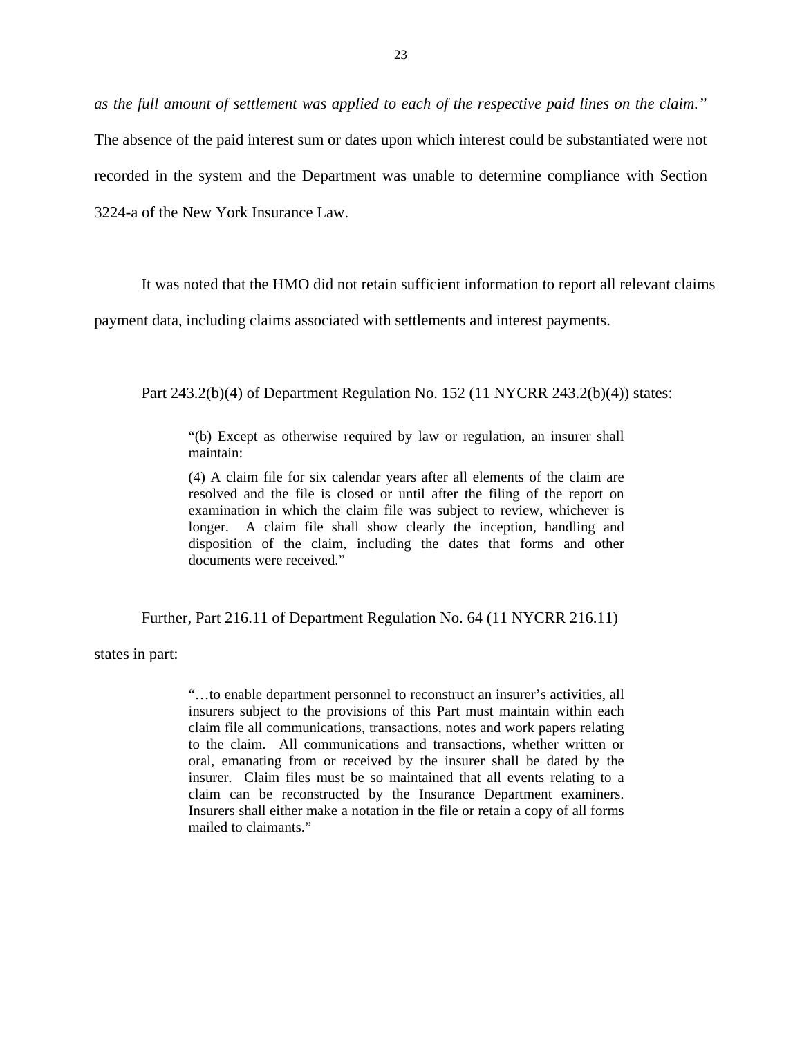*as the full amount of settlement was applied to each of the respective paid lines on the claim."* The absence of the paid interest sum or dates upon which interest could be substantiated were not recorded in the system and the Department was unable to determine compliance with Section 3224-a of the New York Insurance Law.

It was noted that the HMO did not retain sufficient information to report all relevant claims payment data, including claims associated with settlements and interest payments.

Part 243.2(b)(4) of Department Regulation No. 152 (11 NYCRR 243.2(b)(4)) states:

> "(b) Except as otherwise required by law or regulation, an insurer shall maintain:
>
> (4) A claim file for six calendar years after all elements of the claim are resolved and the file is closed or until after the filing of the report on examination in which the claim file was subject to review, whichever is longer. A claim file shall show clearly the inception, handling and disposition of the claim, including the dates that forms and other documents were received."

Further, Part 216.11 of Department Regulation No. 64 (11 NYCRR 216.11) states in part:

> "…to enable department personnel to reconstruct an insurer's activities, all insurers subject to the provisions of this Part must maintain within each claim file all communications, transactions, notes and work papers relating to the claim. All communications and transactions, whether written or oral, emanating from or received by the insurer shall be dated by the insurer. Claim files must be so maintained that all events relating to a claim can be reconstructed by the Insurance Department examiners. Insurers shall either make a notation in the file or retain a copy of all forms mailed to claimants."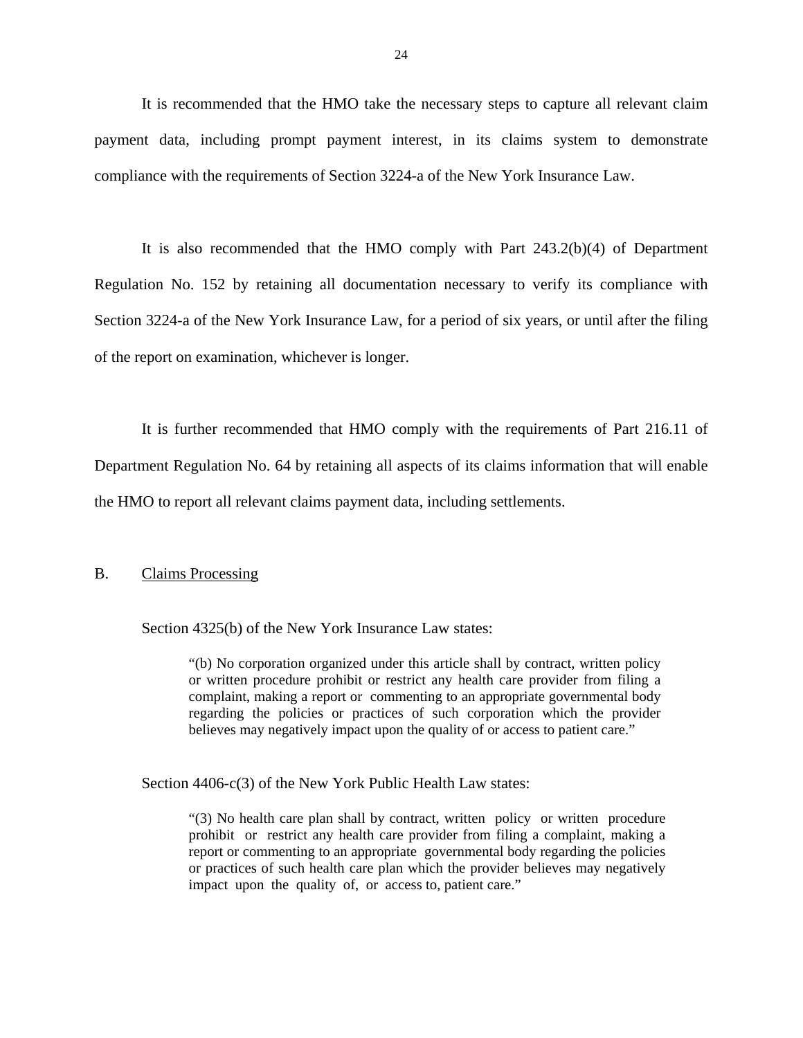It is recommended that the HMO take the necessary steps to capture all relevant claim payment data, including prompt payment interest, in its claims system to demonstrate compliance with the requirements of Section 3224-a of the New York Insurance Law.

It is also recommended that the HMO comply with Part 243.2(b)(4) of Department Regulation No. 152 by retaining all documentation necessary to verify its compliance with Section 3224-a of the New York Insurance Law, for a period of six years, or until after the filing of the report on examination, whichever is longer.

It is further recommended that HMO comply with the requirements of Part 216.11 of Department Regulation No. 64 by retaining all aspects of its claims information that will enable the HMO to report all relevant claims payment data, including settlements.

## B. Claims Processing

Section 4325(b) of the New York Insurance Law states:

> "(b) No corporation organized under this article shall by contract, written policy or written procedure prohibit or restrict any health care provider from filing a complaint, making a report or commenting to an appropriate governmental body regarding the policies or practices of such corporation which the provider believes may negatively impact upon the quality of or access to patient care."

Section 4406-c(3) of the New York Public Health Law states:

> "(3) No health care plan shall by contract, written policy or written procedure prohibit or restrict any health care provider from filing a complaint, making a report or commenting to an appropriate governmental body regarding the policies or practices of such health care plan which the provider believes may negatively impact upon the quality of, or access to, patient care."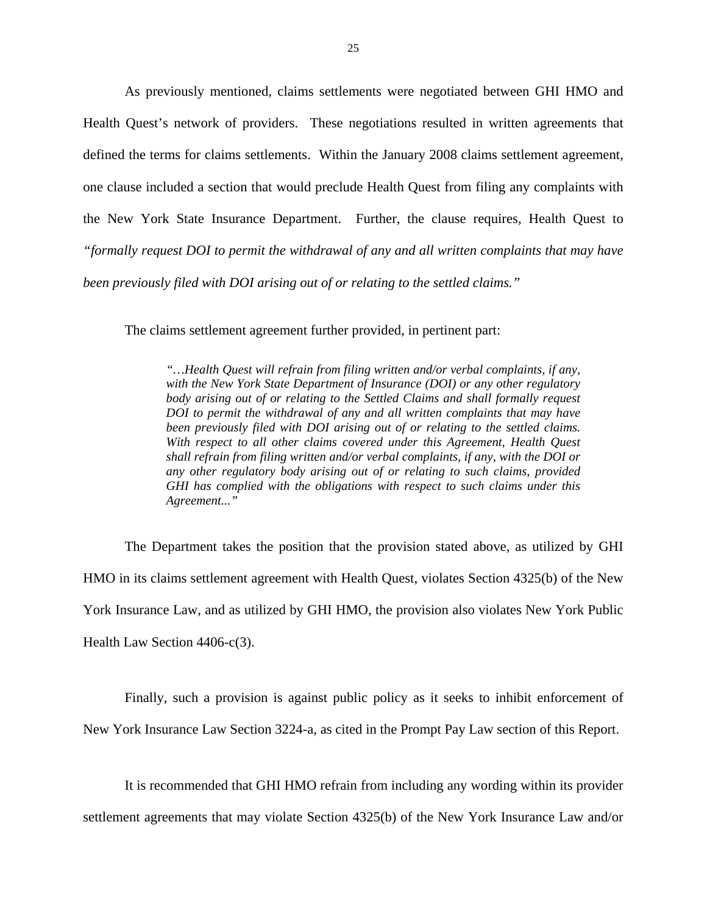As previously mentioned, claims settlements were negotiated between GHI HMO and Health Quest's network of providers. These negotiations resulted in written agreements that defined the terms for claims settlements. Within the January 2008 claims settlement agreement, one clause included a section that would preclude Health Quest from filing any complaints with the New York State Insurance Department. Further, the clause requires, Health Quest to *"formally request DOI to permit the withdrawal of any and all written complaints that may have been previously filed with DOI arising out of or relating to the settled claims."*

The claims settlement agreement further provided, in pertinent part:

> *"…Health Quest will refrain from filing written and/or verbal complaints, if any, with the New York State Department of Insurance (DOI) or any other regulatory body arising out of or relating to the Settled Claims and shall formally request DOI to permit the withdrawal of any and all written complaints that may have been previously filed with DOI arising out of or relating to the settled claims. With respect to all other claims covered under this Agreement, Health Quest shall refrain from filing written and/or verbal complaints, if any, with the DOI or any other regulatory body arising out of or relating to such claims, provided GHI has complied with the obligations with respect to such claims under this Agreement..."*

The Department takes the position that the provision stated above, as utilized by GHI HMO in its claims settlement agreement with Health Quest, violates Section 4325(b) of the New York Insurance Law, and as utilized by GHI HMO, the provision also violates New York Public Health Law Section 4406-c(3).

Finally, such a provision is against public policy as it seeks to inhibit enforcement of New York Insurance Law Section 3224-a, as cited in the Prompt Pay Law section of this Report.

It is recommended that GHI HMO refrain from including any wording within its provider settlement agreements that may violate Section 4325(b) of the New York Insurance Law and/or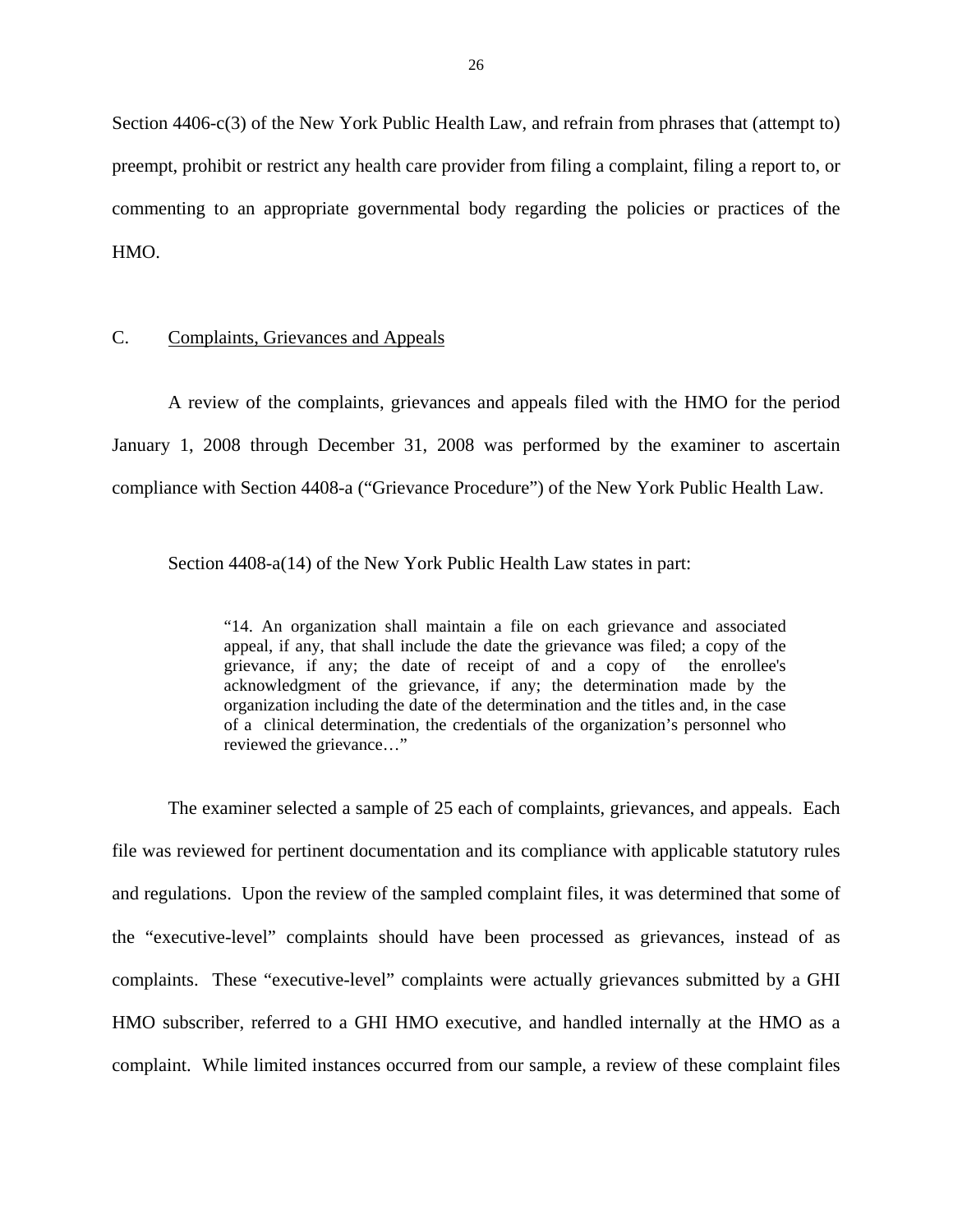Section 4406-c(3) of the New York Public Health Law, and refrain from phrases that (attempt to) preempt, prohibit or restrict any health care provider from filing a complaint, filing a report to, or commenting to an appropriate governmental body regarding the policies or practices of the HMO.

## C. Complaints, Grievances and Appeals

A review of the complaints, grievances and appeals filed with the HMO for the period January 1, 2008 through December 31, 2008 was performed by the examiner to ascertain compliance with Section 4408-a ("Grievance Procedure") of the New York Public Health Law.

Section 4408-a(14) of the New York Public Health Law states in part:

> "14. An organization shall maintain a file on each grievance and associated appeal, if any, that shall include the date the grievance was filed; a copy of the grievance, if any; the date of receipt of and a copy of the enrollee's acknowledgment of the grievance, if any; the determination made by the organization including the date of the determination and the titles and, in the case of a clinical determination, the credentials of the organization's personnel who reviewed the grievance…"

The examiner selected a sample of 25 each of complaints, grievances, and appeals. Each file was reviewed for pertinent documentation and its compliance with applicable statutory rules and regulations. Upon the review of the sampled complaint files, it was determined that some of the "executive-level" complaints should have been processed as grievances, instead of as complaints. These "executive-level" complaints were actually grievances submitted by a GHI HMO subscriber, referred to a GHI HMO executive, and handled internally at the HMO as a complaint. While limited instances occurred from our sample, a review of these complaint files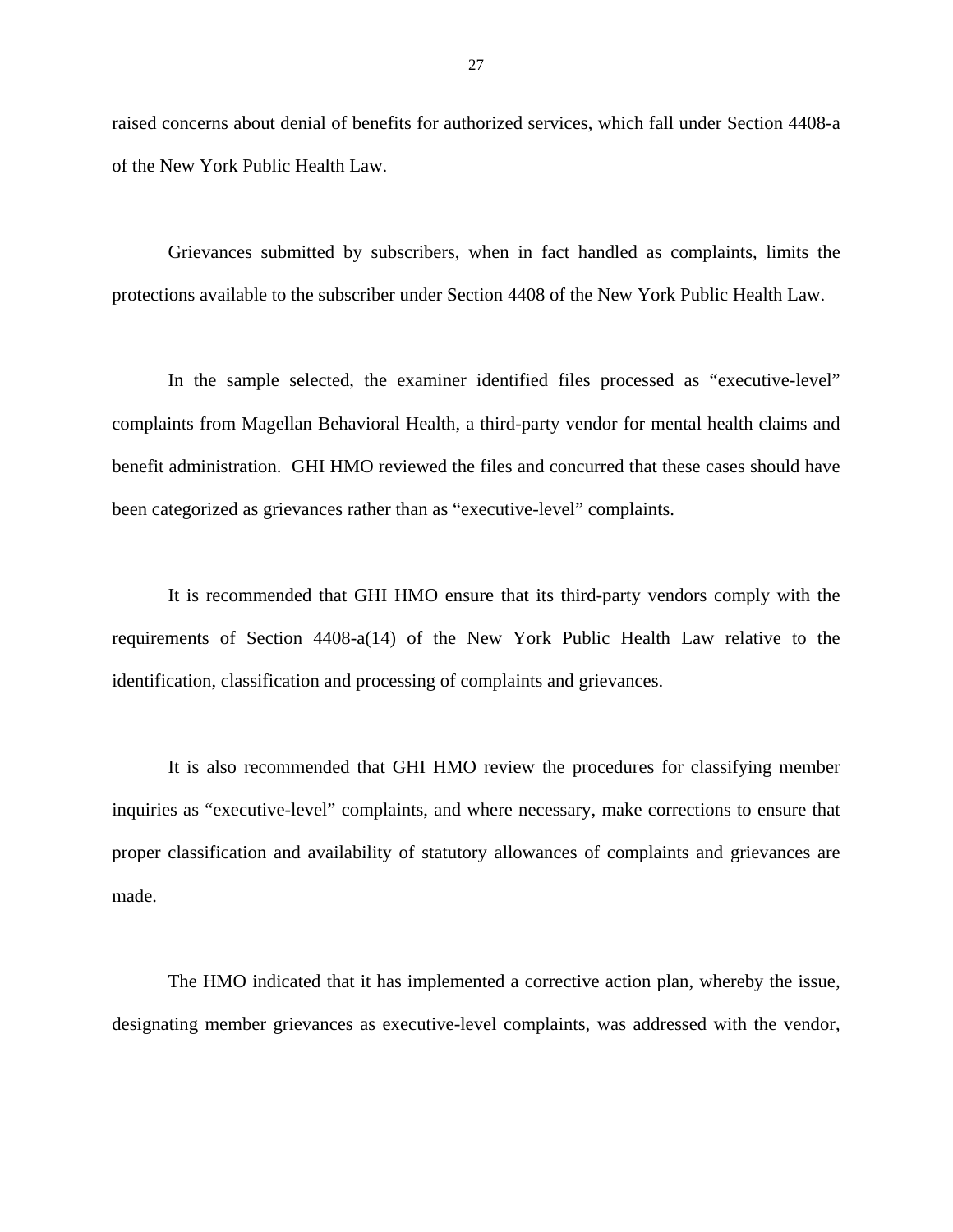raised concerns about denial of benefits for authorized services, which fall under Section 4408-a of the New York Public Health Law.

Grievances submitted by subscribers, when in fact handled as complaints, limits the protections available to the subscriber under Section 4408 of the New York Public Health Law.

In the sample selected, the examiner identified files processed as "executive-level" complaints from Magellan Behavioral Health, a third-party vendor for mental health claims and benefit administration. GHI HMO reviewed the files and concurred that these cases should have been categorized as grievances rather than as "executive-level" complaints.

It is recommended that GHI HMO ensure that its third-party vendors comply with the requirements of Section 4408-a(14) of the New York Public Health Law relative to the identification, classification and processing of complaints and grievances.

It is also recommended that GHI HMO review the procedures for classifying member inquiries as "executive-level" complaints, and where necessary, make corrections to ensure that proper classification and availability of statutory allowances of complaints and grievances are made.

The HMO indicated that it has implemented a corrective action plan, whereby the issue, designating member grievances as executive-level complaints, was addressed with the vendor,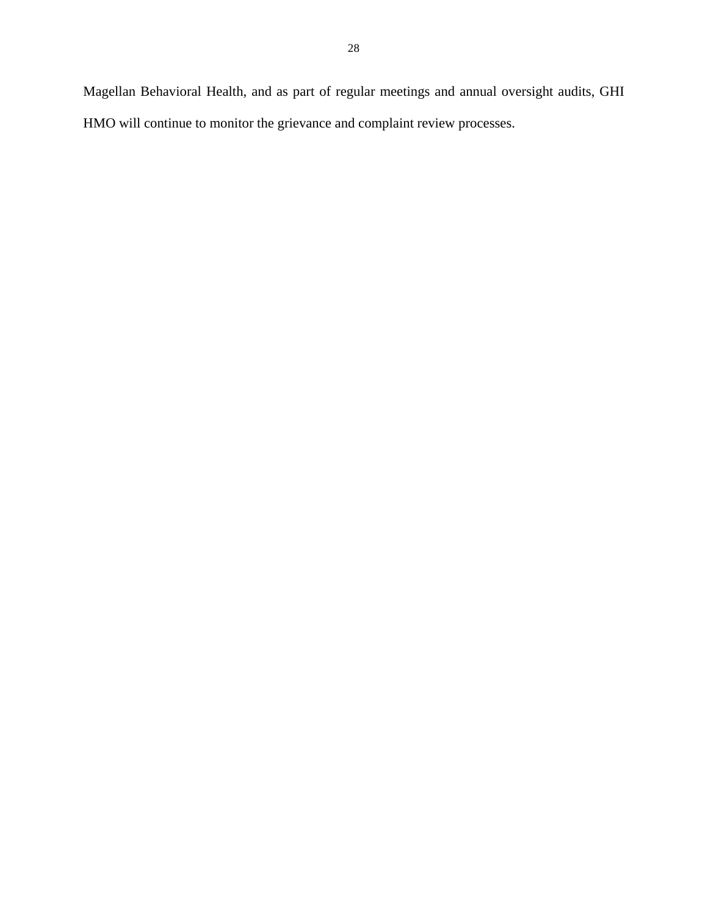Magellan Behavioral Health, and as part of regular meetings and annual oversight audits, GHI HMO will continue to monitor the grievance and complaint review processes.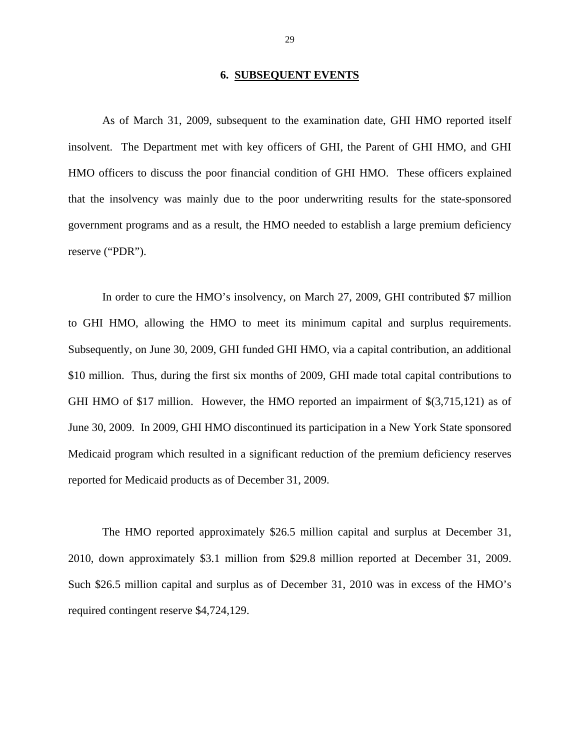## 6. SUBSEQUENT EVENTS

As of March 31, 2009, subsequent to the examination date, GHI HMO reported itself insolvent. The Department met with key officers of GHI, the Parent of GHI HMO, and GHI HMO officers to discuss the poor financial condition of GHI HMO. These officers explained that the insolvency was mainly due to the poor underwriting results for the state-sponsored government programs and as a result, the HMO needed to establish a large premium deficiency reserve ("PDR").

In order to cure the HMO's insolvency, on March 27, 2009, GHI contributed $7 million to GHI HMO, allowing the HMO to meet its minimum capital and surplus requirements. Subsequently, on June 30, 2009, GHI funded GHI HMO, via a capital contribution, an additional $10 million. Thus, during the first six months of 2009, GHI made total capital contributions to GHI HMO of $17 million. However, the HMO reported an impairment of $(3,715,121) as of June 30, 2009. In 2009, GHI HMO discontinued its participation in a New York State sponsored Medicaid program which resulted in a significant reduction of the premium deficiency reserves reported for Medicaid products as of December 31, 2009.

The HMO reported approximately $26.5 million capital and surplus at December 31, 2010, down approximately $3.1 million from $29.8 million reported at December 31, 2009. Such $26.5 million capital and surplus as of December 31, 2010 was in excess of the HMO's required contingent reserve $4,724,129.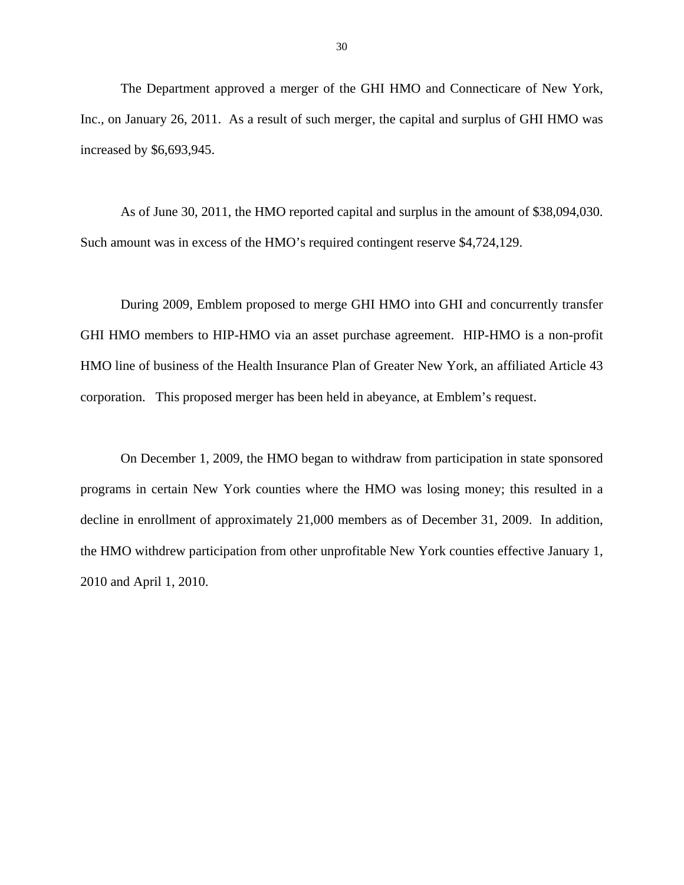The Department approved a merger of the GHI HMO and Connecticare of New York, Inc., on January 26, 2011. As a result of such merger, the capital and surplus of GHI HMO was increased by $6,693,945.

As of June 30, 2011, the HMO reported capital and surplus in the amount of $38,094,030. Such amount was in excess of the HMO's required contingent reserve $4,724,129.

During 2009, Emblem proposed to merge GHI HMO into GHI and concurrently transfer GHI HMO members to HIP-HMO via an asset purchase agreement. HIP-HMO is a non-profit HMO line of business of the Health Insurance Plan of Greater New York, an affiliated Article 43 corporation. This proposed merger has been held in abeyance, at Emblem's request.

On December 1, 2009, the HMO began to withdraw from participation in state sponsored programs in certain New York counties where the HMO was losing money; this resulted in a decline in enrollment of approximately 21,000 members as of December 31, 2009. In addition, the HMO withdrew participation from other unprofitable New York counties effective January 1, 2010 and April 1, 2010.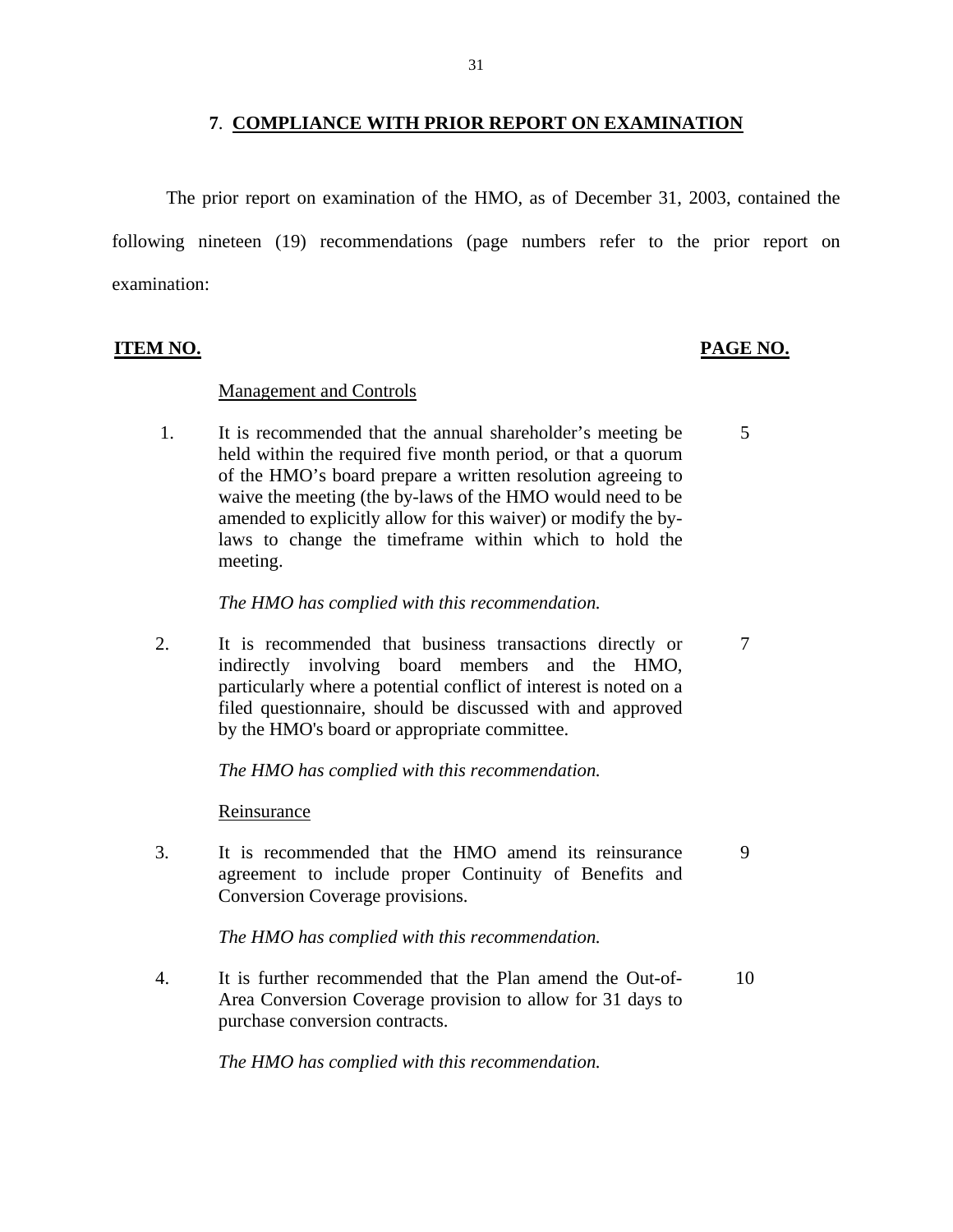## 7. COMPLIANCE WITH PRIOR REPORT ON EXAMINATION

The prior report on examination of the HMO, as of December 31, 2003, contained the following nineteen (19) recommendations (page numbers refer to the prior report on examination:

| ITEM NO. | | PAGE NO. |
|---|---|---|
| | Management and Controls | |
| 1. | It is recommended that the annual shareholder's meeting be held within the required five month period, or that a quorum of the HMO's board prepare a written resolution agreeing to waive the meeting (the by-laws of the HMO would need to be amended to explicitly allow for this waiver) or modify the by-laws to change the timeframe within which to hold the meeting.<br><br>*The HMO has complied with this recommendation.* | 5 |
| 2. | It is recommended that business transactions directly or indirectly involving board members and the HMO, particularly where a potential conflict of interest is noted on a filed questionnaire, should be discussed with and approved by the HMO's board or appropriate committee.<br><br>*The HMO has complied with this recommendation.* | 7 |
| | Reinsurance | |
| 3. | It is recommended that the HMO amend its reinsurance agreement to include proper Continuity of Benefits and Conversion Coverage provisions.<br><br>*The HMO has complied with this recommendation.* | 9 |
| 4. | It is further recommended that the Plan amend the Out-of-Area Conversion Coverage provision to allow for 31 days to purchase conversion contracts.<br><br>*The HMO has complied with this recommendation.* | 10 |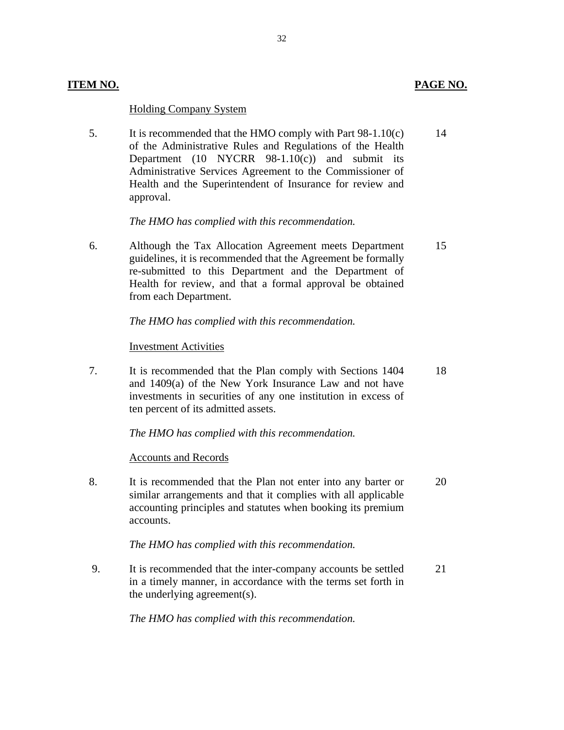| ITEM NO. | | PAGE NO. |
|---|---|---|
| | Holding Company System | |
| 5. | It is recommended that the HMO comply with Part 98-1.10(c) of the Administrative Rules and Regulations of the Health Department (10 NYCRR 98-1.10(c)) and submit its Administrative Services Agreement to the Commissioner of Health and the Superintendent of Insurance for review and approval. | 14 |
| | *The HMO has complied with this recommendation.* | |
| 6. | Although the Tax Allocation Agreement meets Department guidelines, it is recommended that the Agreement be formally re-submitted to this Department and the Department of Health for review, and that a formal approval be obtained from each Department. | 15 |
| | *The HMO has complied with this recommendation.* | |
| | Investment Activities | |
| 7. | It is recommended that the Plan comply with Sections 1404 and 1409(a) of the New York Insurance Law and not have investments in securities of any one institution in excess of ten percent of its admitted assets. | 18 |
| | *The HMO has complied with this recommendation.* | |
| | Accounts and Records | |
| 8. | It is recommended that the Plan not enter into any barter or similar arrangements and that it complies with all applicable accounting principles and statutes when booking its premium accounts. | 20 |
| | *The HMO has complied with this recommendation.* | |
| 9. | It is recommended that the inter-company accounts be settled in a timely manner, in accordance with the terms set forth in the underlying agreement(s). | 21 |
| | *The HMO has complied with this recommendation.* | |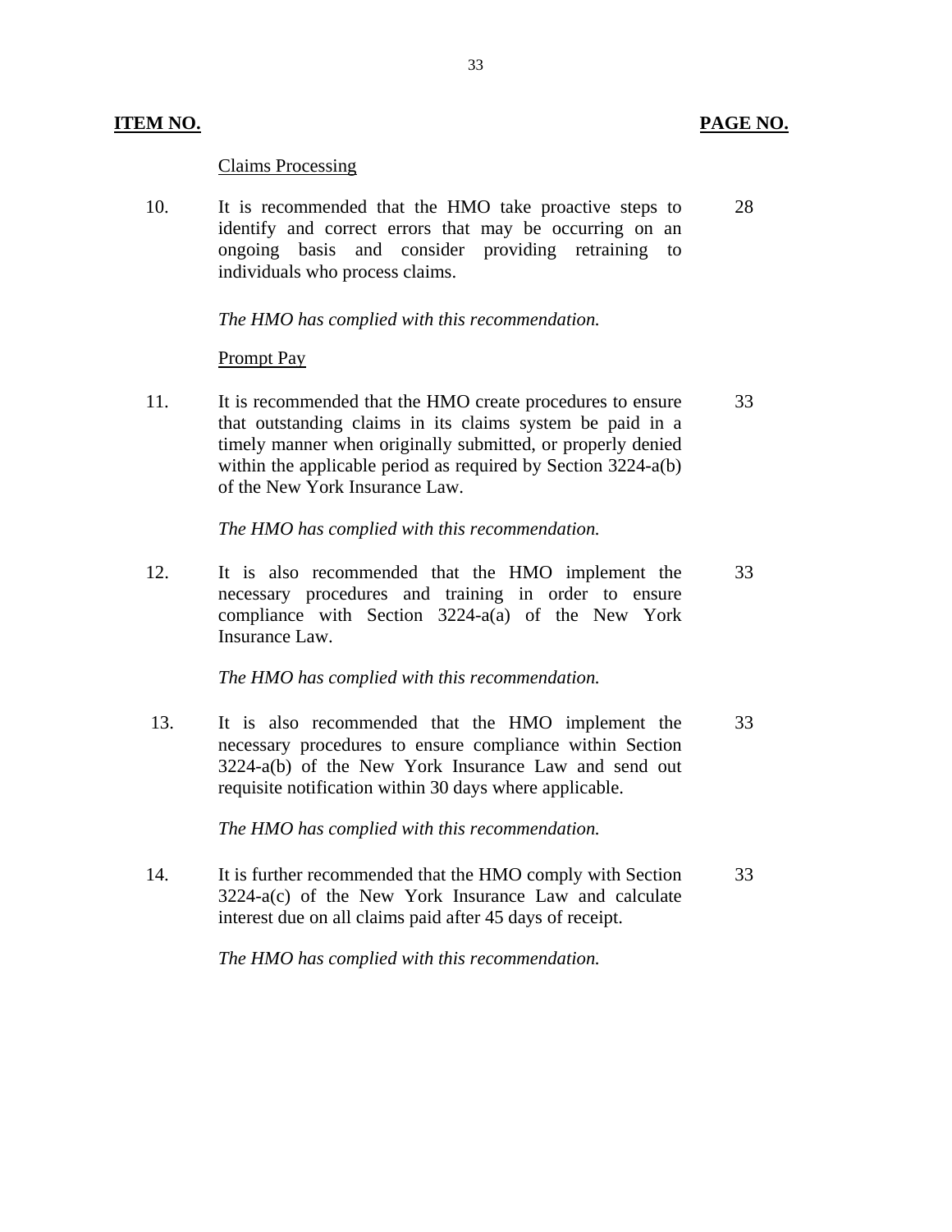| ITEM NO. | | PAGE NO. |
|---|---|---|
| | Claims Processing | |
| 10. | It is recommended that the HMO take proactive steps to identify and correct errors that may be occurring on an ongoing basis and consider providing retraining to individuals who process claims. | 28 |
| | *The HMO has complied with this recommendation.* | |
| | Prompt Pay | |
| 11. | It is recommended that the HMO create procedures to ensure that outstanding claims in its claims system be paid in a timely manner when originally submitted, or properly denied within the applicable period as required by Section 3224-a(b) of the New York Insurance Law. | 33 |
| | *The HMO has complied with this recommendation.* | |
| 12. | It is also recommended that the HMO implement the necessary procedures and training in order to ensure compliance with Section 3224-a(a) of the New York Insurance Law. | 33 |
| | *The HMO has complied with this recommendation.* | |
| 13. | It is also recommended that the HMO implement the necessary procedures to ensure compliance within Section 3224-a(b) of the New York Insurance Law and send out requisite notification within 30 days where applicable. | 33 |
| | *The HMO has complied with this recommendation.* | |
| 14. | It is further recommended that the HMO comply with Section 3224-a(c) of the New York Insurance Law and calculate interest due on all claims paid after 45 days of receipt. | 33 |
| | *The HMO has complied with this recommendation.* | |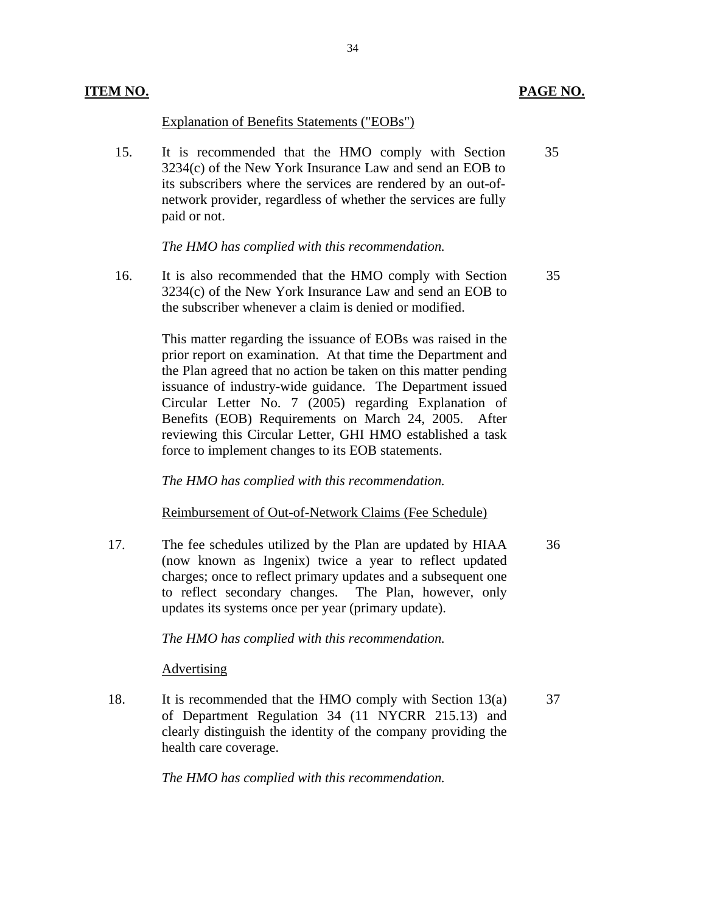| ITEM NO. | | PAGE NO. |
|---|---|---|
| | Explanation of Benefits Statements ("EOBs") | |
| 15. | It is recommended that the HMO comply with Section 3234(c) of the New York Insurance Law and send an EOB to its subscribers where the services are rendered by an out-of-network provider, regardless of whether the services are fully paid or not.<br><br>*The HMO has complied with this recommendation.* | 35 |
| 16. | It is also recommended that the HMO comply with Section 3234(c) of the New York Insurance Law and send an EOB to the subscriber whenever a claim is denied or modified.<br><br>This matter regarding the issuance of EOBs was raised in the prior report on examination. At that time the Department and the Plan agreed that no action be taken on this matter pending issuance of industry-wide guidance. The Department issued Circular Letter No. 7 (2005) regarding Explanation of Benefits (EOB) Requirements on March 24, 2005. After reviewing this Circular Letter, GHI HMO established a task force to implement changes to its EOB statements.<br><br>*The HMO has complied with this recommendation.* | 35 |
| | Reimbursement of Out-of-Network Claims (Fee Schedule) | |
| 17. | The fee schedules utilized by the Plan are updated by HIAA (now known as Ingenix) twice a year to reflect updated charges; once to reflect primary updates and a subsequent one to reflect secondary changes. The Plan, however, only updates its systems once per year (primary update).<br><br>*The HMO has complied with this recommendation.* | 36 |
| | Advertising | |
| 18. | It is recommended that the HMO comply with Section 13(a) of Department Regulation 34 (11 NYCRR 215.13) and clearly distinguish the identity of the company providing the health care coverage.<br><br>*The HMO has complied with this recommendation.* | 37 |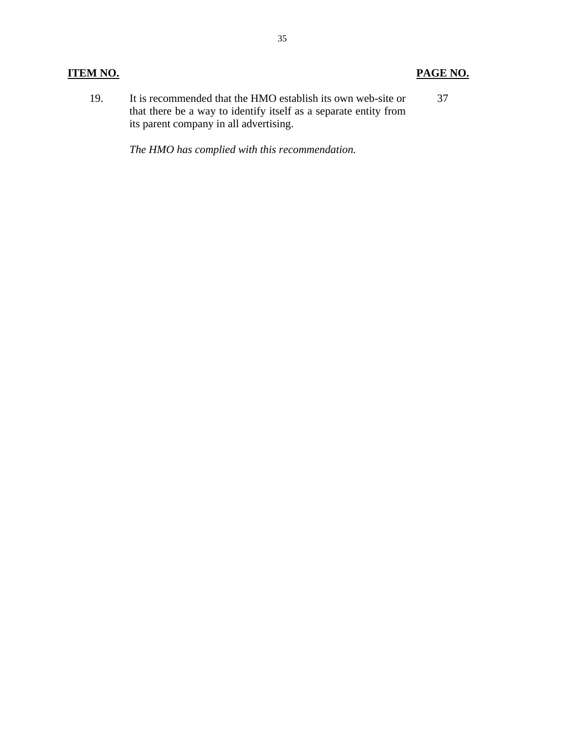| **ITEM NO.** | | **PAGE NO.** |
| --- | --- | --- |
| 19. | It is recommended that the HMO establish its own web-site or that there be a way to identify itself as a separate entity from its parent company in all advertising.<br><br>*The HMO has complied with this recommendation.* | 37 |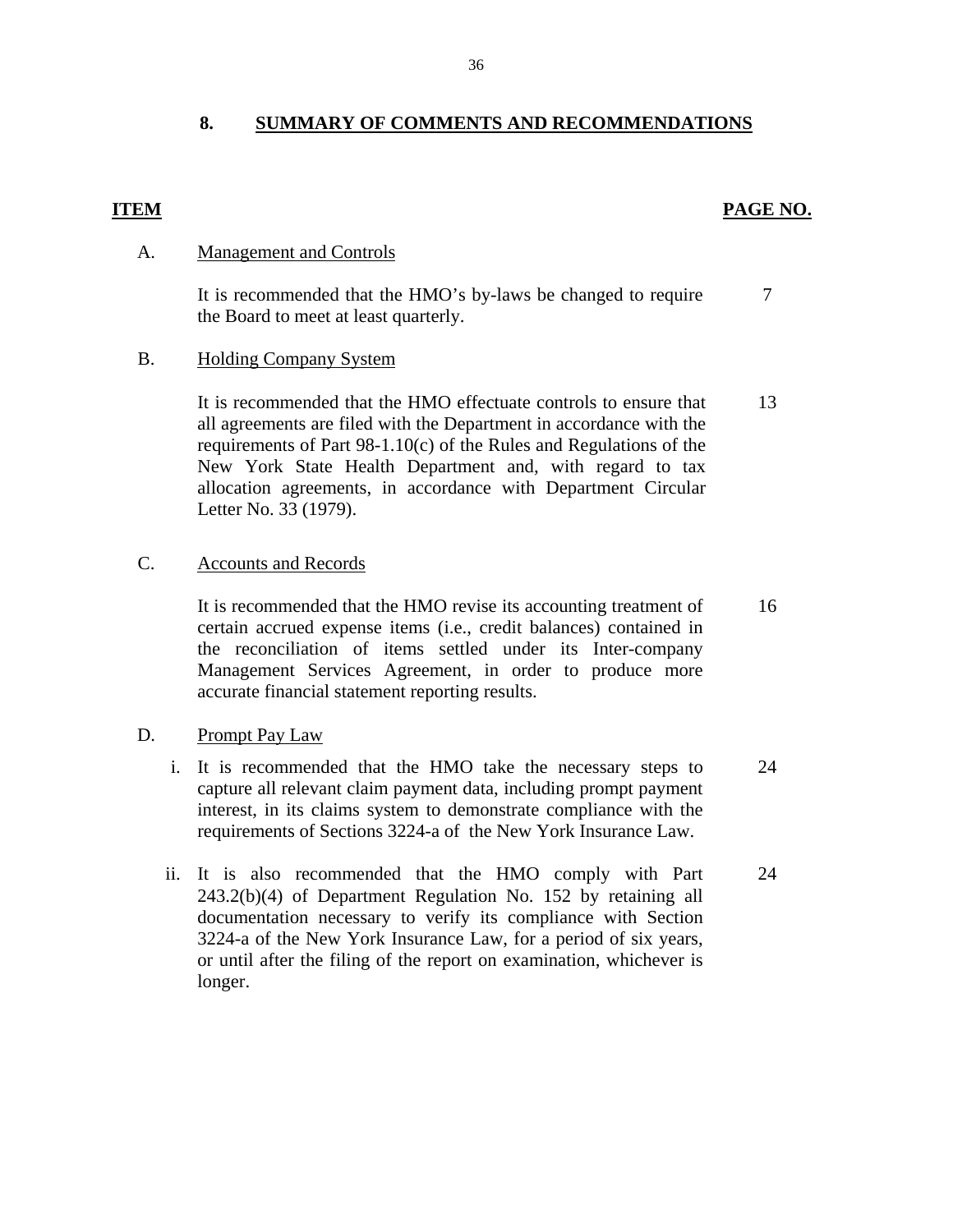## 8. SUMMARY OF COMMENTS AND RECOMMENDATIONS

| ITEM | | PAGE NO. |
|---|---|---|
| A. | Management and Controls | |
| | It is recommended that the HMO's by-laws be changed to require the Board to meet at least quarterly. | 7 |
| B. | Holding Company System | |
| | It is recommended that the HMO effectuate controls to ensure that all agreements are filed with the Department in accordance with the requirements of Part 98-1.10(c) of the Rules and Regulations of the New York State Health Department and, with regard to tax allocation agreements, in accordance with Department Circular Letter No. 33 (1979). | 13 |
| C. | Accounts and Records | |
| | It is recommended that the HMO revise its accounting treatment of certain accrued expense items (i.e., credit balances) contained in the reconciliation of items settled under its Inter-company Management Services Agreement, in order to produce more accurate financial statement reporting results. | 16 |
| D. | Prompt Pay Law | |
| i. | It is recommended that the HMO take the necessary steps to capture all relevant claim payment data, including prompt payment interest, in its claims system to demonstrate compliance with the requirements of Sections 3224-a of the New York Insurance Law. | 24 |
| ii. | It is also recommended that the HMO comply with Part 243.2(b)(4) of Department Regulation No. 152 by retaining all documentation necessary to verify its compliance with Section 3224-a of the New York Insurance Law, for a period of six years, or until after the filing of the report on examination, whichever is longer. | 24 |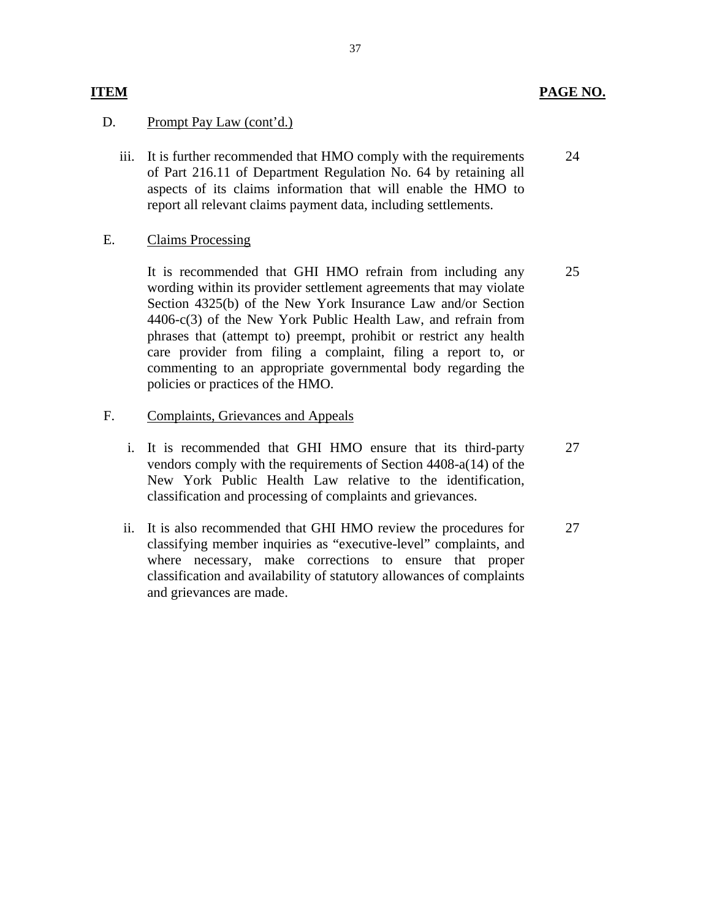| ITEM | | PAGE NO. |
|---|---|---|
| D. | Prompt Pay Law (cont'd.) | |
| | iii. It is further recommended that HMO comply with the requirements of Part 216.11 of Department Regulation No. 64 by retaining all aspects of its claims information that will enable the HMO to report all relevant claims payment data, including settlements. | 24 |
| E. | Claims Processing | |
| | It is recommended that GHI HMO refrain from including any wording within its provider settlement agreements that may violate Section 4325(b) of the New York Insurance Law and/or Section 4406-c(3) of the New York Public Health Law, and refrain from phrases that (attempt to) preempt, prohibit or restrict any health care provider from filing a complaint, filing a report to, or commenting to an appropriate governmental body regarding the policies or practices of the HMO. | 25 |
| F. | Complaints, Grievances and Appeals | |
| | i. It is recommended that GHI HMO ensure that its third-party vendors comply with the requirements of Section 4408-a(14) of the New York Public Health Law relative to the identification, classification and processing of complaints and grievances. | 27 |
| | ii. It is also recommended that GHI HMO review the procedures for classifying member inquiries as "executive-level" complaints, and where necessary, make corrections to ensure that proper classification and availability of statutory allowances of complaints and grievances are made. | 27 |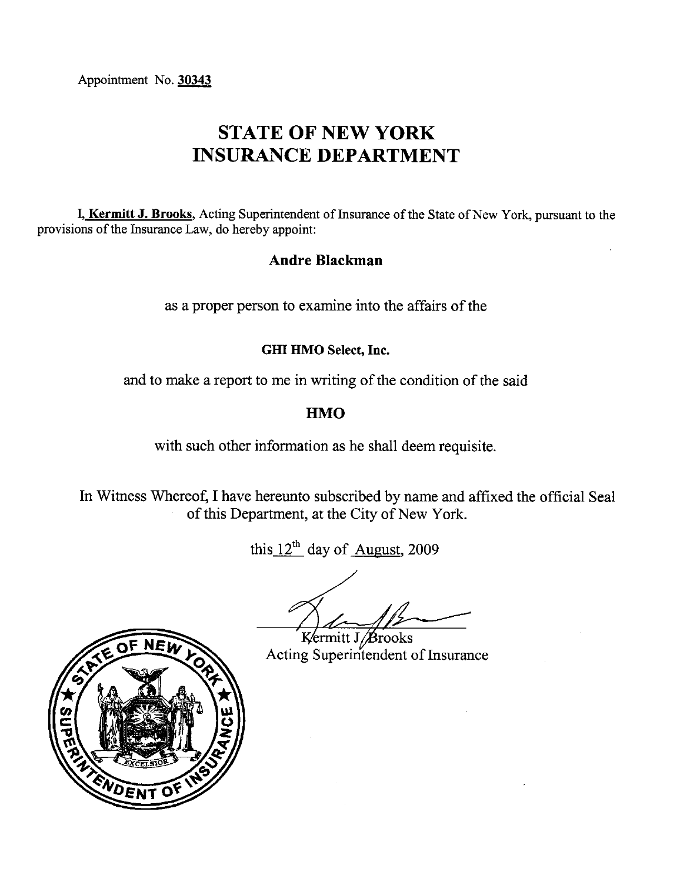Appointment No. **30343**

# STATE OF NEW YORK
# INSURANCE DEPARTMENT

I, **Kermitt J. Brooks**, Acting Superintendent of Insurance of the State of New York, pursuant to the provisions of the Insurance Law, do hereby appoint:

**Andre Blackman**

as a proper person to examine into the affairs of the

**GHI HMO Select, Inc.**

and to make a report to me in writing of the condition of the said

**HMO**

with such other information as he shall deem requisite.

In Witness Whereof, I have hereunto subscribed by name and affixed the official Seal of this Department, at the City of New York.

this 12th day of August, 2009

Kermitt J. Brooks
Acting Superintendent of Insurance

STATE OF NEW YORK SUPERINTENDENT OF INSURANCE

EXCELSIOR